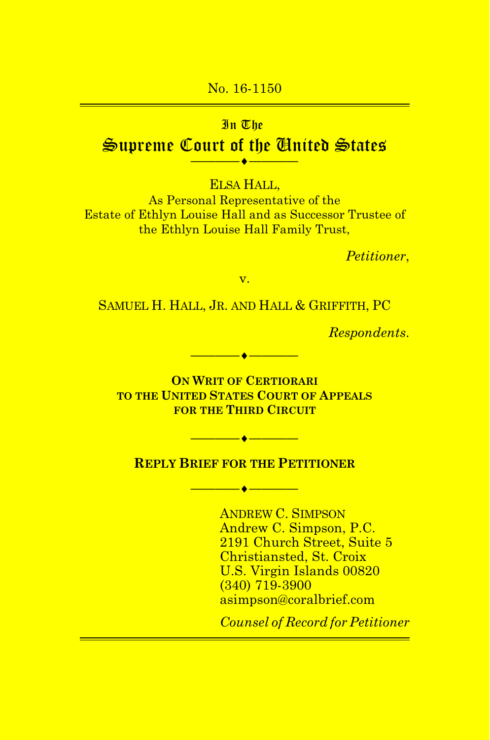No. 16-1150

---

In The

# Supreme Court of the United States

———— ♦ ————

ELSA HALL,
As Personal Representative of the
Estate of Ethlyn Louise Hall and as Successor Trustee of
the Ethlyn Louise Hall Family Trust,

*Petitioner*,

v.

SAMUEL H. HALL, JR. AND HALL & GRIFFITH, PC

*Respondents*.

———— ♦ ————

**ON WRIT OF CERTIORARI
TO THE UNITED STATES COURT OF APPEALS
FOR THE THIRD CIRCUIT**

———— ♦ ————

**REPLY BRIEF FOR THE PETITIONER**

———— ♦ ————

ANDREW C. SIMPSON
Andrew C. Simpson, P.C.
2191 Church Street, Suite 5
Christiansted, St. Croix
U.S. Virgin Islands 00820
(340) 719-3900
asimpson@coralbrief.com

*Counsel of Record for Petitioner*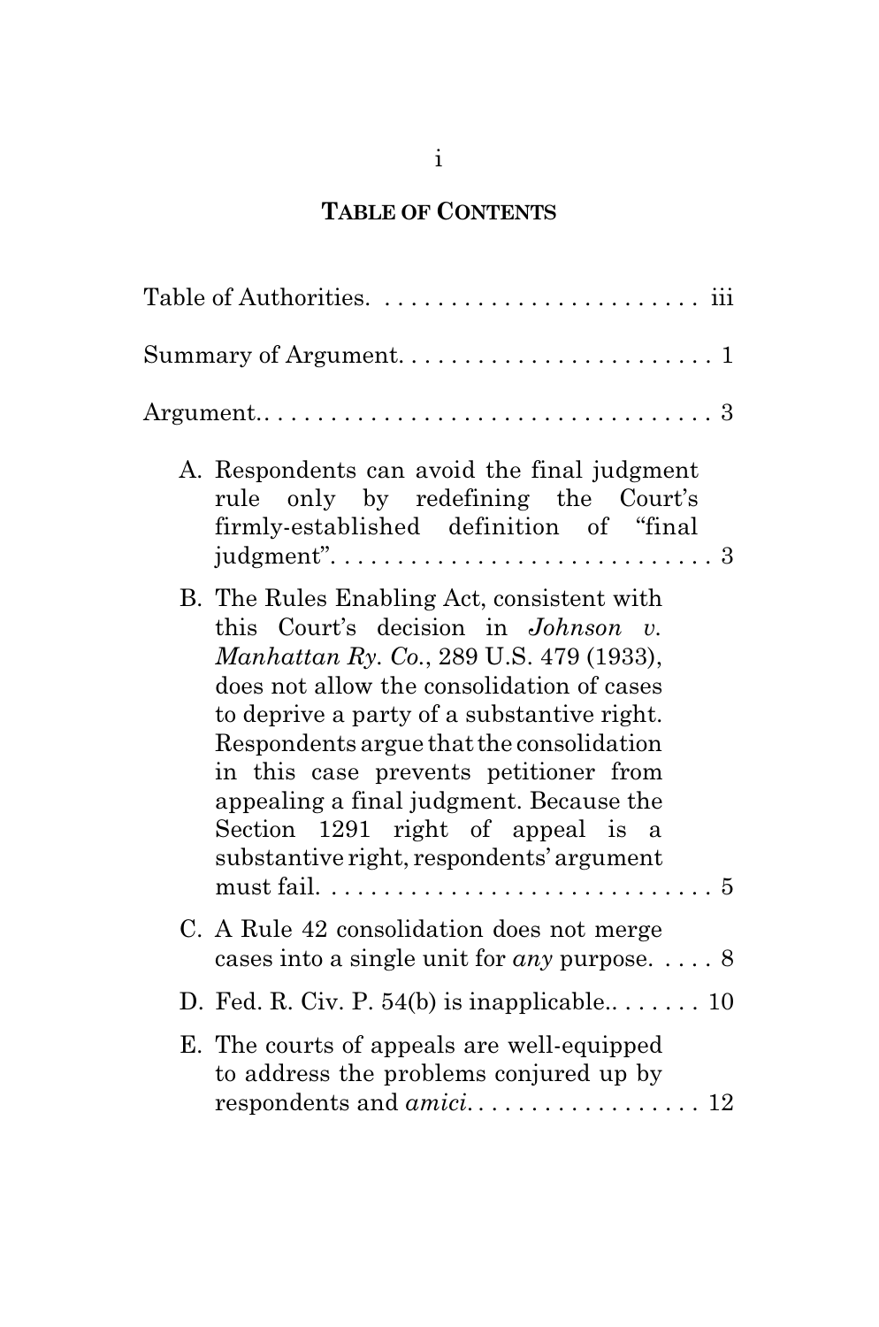## TABLE OF CONTENTS

Table of Authorities. . . . . . . . . . . . . . . . . . . . . . . . iii

Summary of Argument. . . . . . . . . . . . . . . . . . . . . . . . 1

Argument.. . . . . . . . . . . . . . . . . . . . . . . . . . . . . . . . . 3

A. Respondents can avoid the final judgment rule only by redefining the Court's firmly-established definition of "final judgment". . . . . . . . . . . . . . . . . . . . . . . . . . . . 3

B. The Rules Enabling Act, consistent with this Court's decision in *Johnson v. Manhattan Ry. Co.*, 289 U.S. 479 (1933), does not allow the consolidation of cases to deprive a party of a substantive right. Respondents argue that the consolidation in this case prevents petitioner from appealing a final judgment. Because the Section 1291 right of appeal is a substantive right, respondents' argument must fail. . . . . . . . . . . . . . . . . . . . . . . . . . . . . 5

C. A Rule 42 consolidation does not merge cases into a single unit for *any* purpose. . . . . 8

D. Fed. R. Civ. P. 54(b) is inapplicable.. . . . . . . 10

E. The courts of appeals are well-equipped to address the problems conjured up by respondents and *amici*. . . . . . . . . . . . . . . . . . 12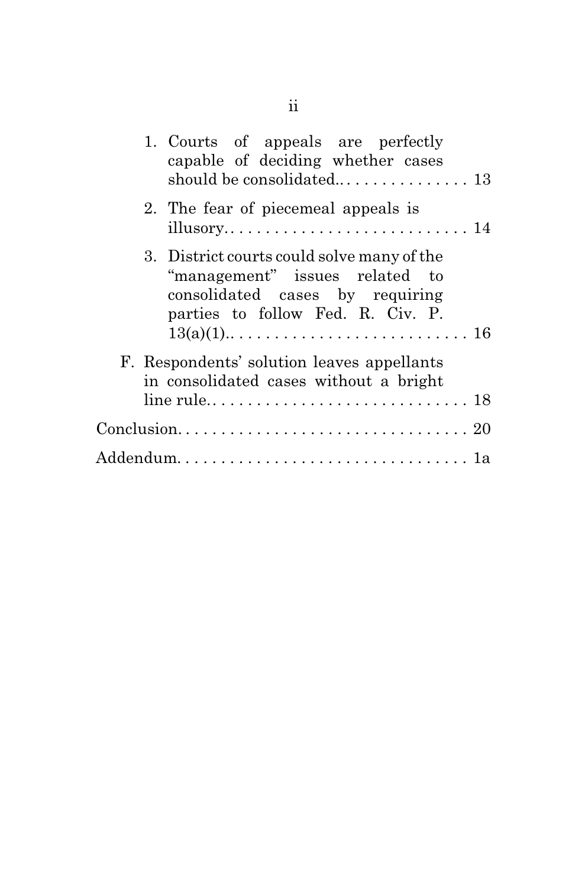1. Courts of appeals are perfectly capable of deciding whether cases should be consolidated. . . . . . . . . . . . . . . . 13

2. The fear of piecemeal appeals is illusory. . . . . . . . . . . . . . . . . . . . . . . . . . . . 14

3. District courts could solve many of the "management" issues related to consolidated cases by requiring parties to follow Fed. R. Civ. P. 13(a)(1). . . . . . . . . . . . . . . . . . . . . . . . . . . 16

F. Respondents' solution leaves appellants in consolidated cases without a bright line rule. . . . . . . . . . . . . . . . . . . . . . . . . . . . . 18

Conclusion. . . . . . . . . . . . . . . . . . . . . . . . . . . . . . . . . 20

Addendum. . . . . . . . . . . . . . . . . . . . . . . . . . . . . . . . . 1a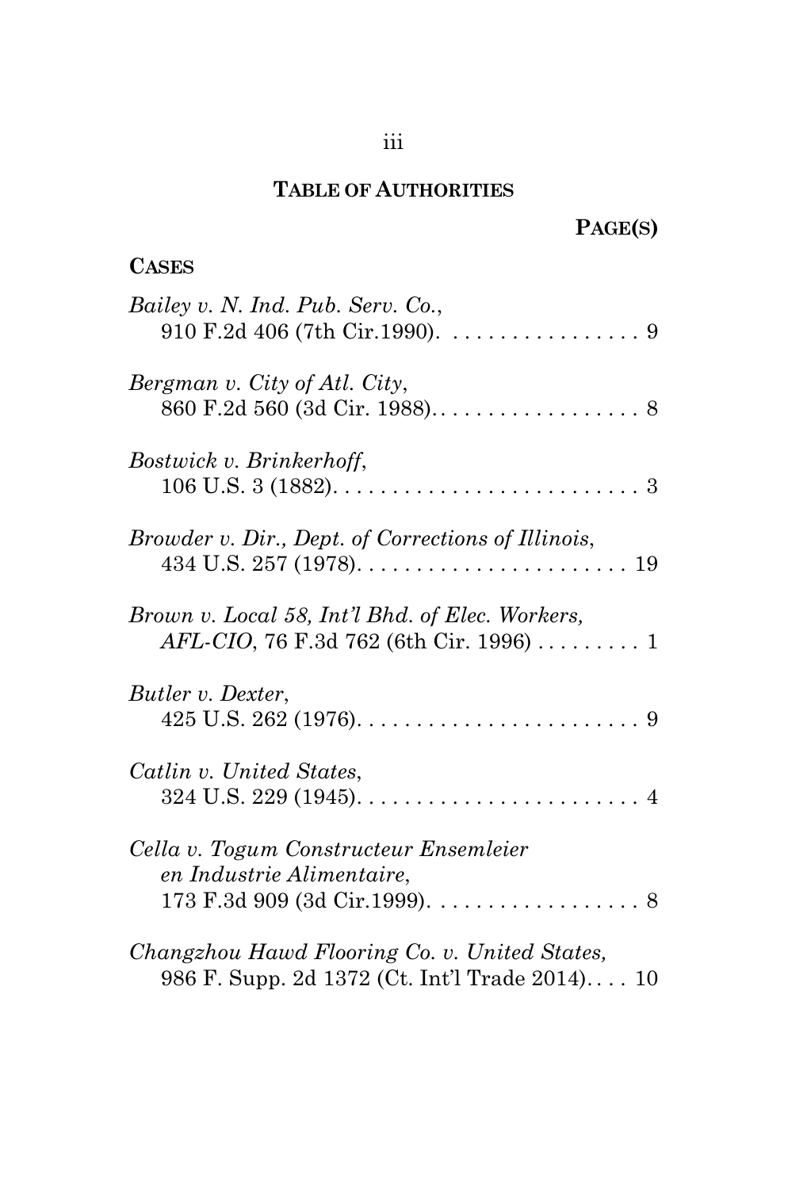## TABLE OF AUTHORITIES

**PAGE(S)**

**CASES**

*Bailey v. N. Ind. Pub. Serv. Co.*, 910 F.2d 406 (7th Cir.1990). . . . . . . . . . . . . . . . . 9

*Bergman v. City of Atl. City*, 860 F.2d 560 (3d Cir. 1988). . . . . . . . . . . . . . . . . . 8

*Bostwick v. Brinkerhoff*, 106 U.S. 3 (1882). . . . . . . . . . . . . . . . . . . . . . . . . . 3

*Browder v. Dir., Dept. of Corrections of Illinois*, 434 U.S. 257 (1978). . . . . . . . . . . . . . . . . . . . . . . 19

*Brown v. Local 58, Int'l Bhd. of Elec. Workers, AFL-CIO*, 76 F.3d 762 (6th Cir. 1996) . . . . . . . . . 1

*Butler v. Dexter*, 425 U.S. 262 (1976). . . . . . . . . . . . . . . . . . . . . . . . 9

*Catlin v. United States*, 324 U.S. 229 (1945). . . . . . . . . . . . . . . . . . . . . . . . 4

*Cella v. Togum Constructeur Ensemleier en Industrie Alimentaire*, 173 F.3d 909 (3d Cir.1999). . . . . . . . . . . . . . . . . . 8

*Changzhou Hawd Flooring Co. v. United States,* 986 F. Supp. 2d 1372 (Ct. Int'l Trade 2014). . . . 10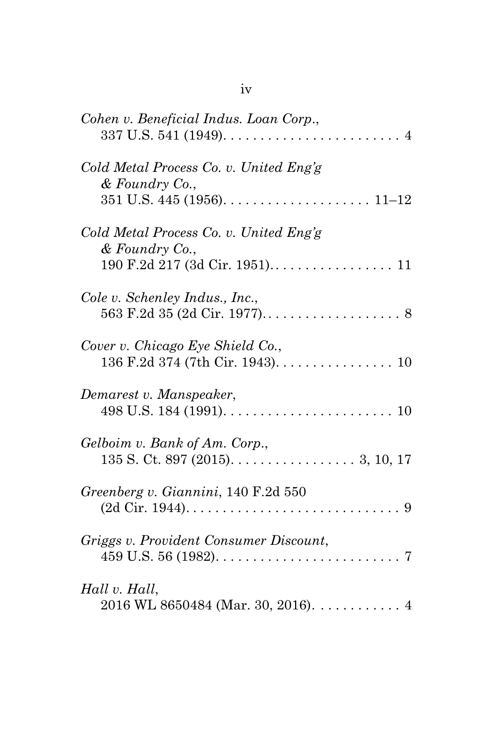*Cohen v. Beneficial Indus. Loan Corp.*,
337 U.S. 541 (1949). . . . . . . . . . . . . . . . . . . . . . . . . 4

*Cold Metal Process Co. v. United Eng'g & Foundry Co.*,
351 U.S. 445 (1956). . . . . . . . . . . . . . . . . . . . 11–12

*Cold Metal Process Co. v. United Eng'g & Foundry Co.*,
190 F.2d 217 (3d Cir. 1951). . . . . . . . . . . . . . . . . 11

*Cole v. Schenley Indus., Inc.*,
563 F.2d 35 (2d Cir. 1977). . . . . . . . . . . . . . . . . . . 8

*Cover v. Chicago Eye Shield Co.*,
136 F.2d 374 (7th Cir. 1943). . . . . . . . . . . . . . . . 10

*Demarest v. Manspeaker*,
498 U.S. 184 (1991). . . . . . . . . . . . . . . . . . . . . . . 10

*Gelboim v. Bank of Am. Corp.*,
135 S. Ct. 897 (2015). . . . . . . . . . . . . . . . . 3, 10, 17

*Greenberg v. Giannini*, 140 F.2d 550
(2d Cir. 1944). . . . . . . . . . . . . . . . . . . . . . . . . . . . 9

*Griggs v. Provident Consumer Discount*,
459 U.S. 56 (1982). . . . . . . . . . . . . . . . . . . . . . . . . 7

*Hall v. Hall*,
2016 WL 8650484 (Mar. 30, 2016). . . . . . . . . . . . 4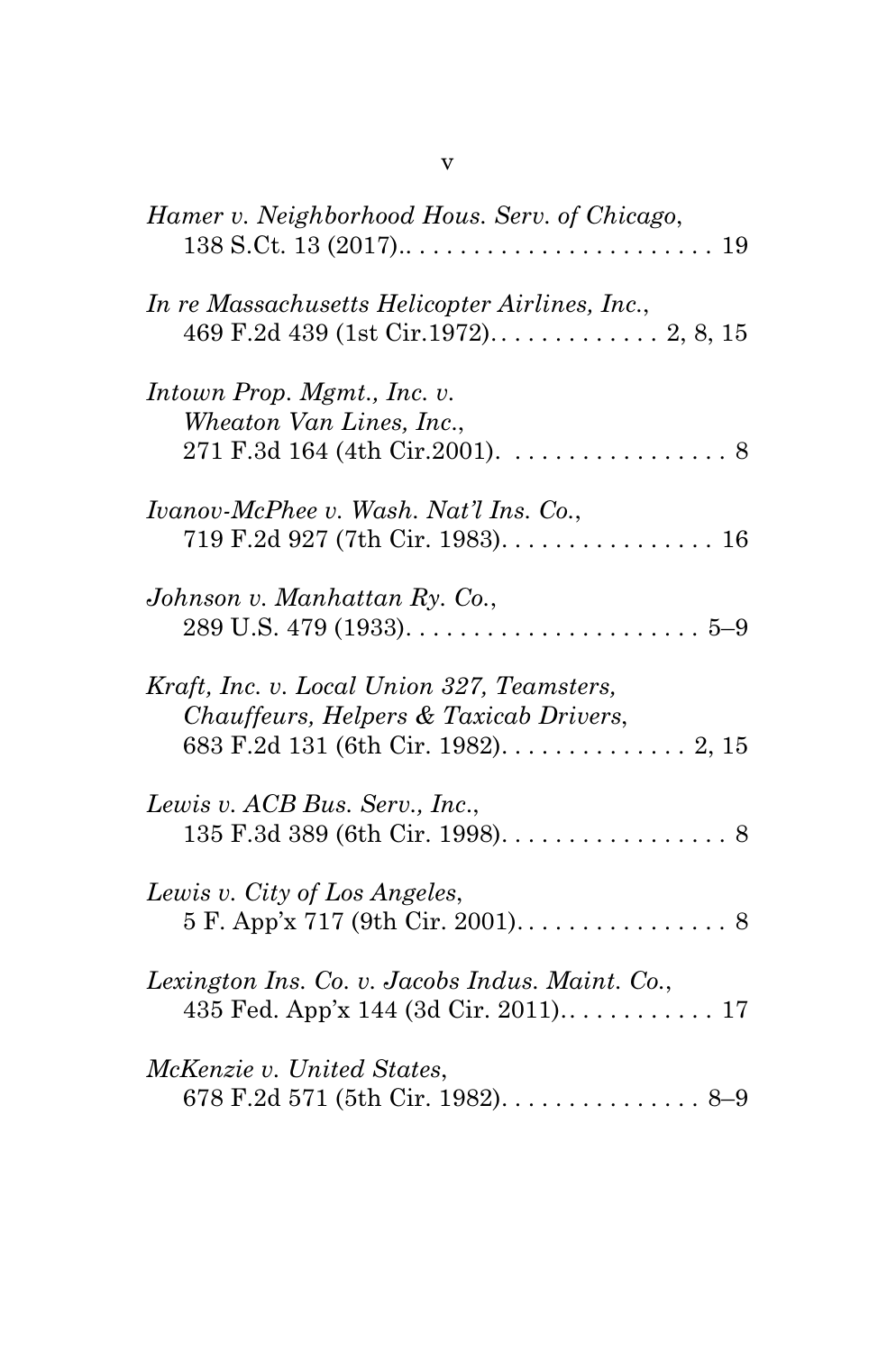*Hamer v. Neighborhood Hous. Serv. of Chicago*,
138 S.Ct. 13 (2017).. . . . . . . . . . . . . . . . . . . . . . . 19

*In re Massachusetts Helicopter Airlines, Inc.*,
469 F.2d 439 (1st Cir.1972). . . . . . . . . . . . . 2, 8, 15

*Intown Prop. Mgmt., Inc. v. Wheaton Van Lines, Inc.*,
271 F.3d 164 (4th Cir.2001). . . . . . . . . . . . . . . . . 8

*Ivanov-McPhee v. Wash. Nat'l Ins. Co.*,
719 F.2d 927 (7th Cir. 1983). . . . . . . . . . . . . . . . 16

*Johnson v. Manhattan Ry. Co.*,
289 U.S. 479 (1933). . . . . . . . . . . . . . . . . . . . . . 5–9

*Kraft, Inc. v. Local Union 327, Teamsters, Chauffeurs, Helpers & Taxicab Drivers*,
683 F.2d 131 (6th Cir. 1982). . . . . . . . . . . . . . 2, 15

*Lewis v. ACB Bus. Serv., Inc.*,
135 F.3d 389 (6th Cir. 1998). . . . . . . . . . . . . . . . . 8

*Lewis v. City of Los Angeles*,
5 F. App'x 717 (9th Cir. 2001). . . . . . . . . . . . . . . . 8

*Lexington Ins. Co. v. Jacobs Indus. Maint. Co.*,
435 Fed. App'x 144 (3d Cir. 2011). . . . . . . . . . . . 17

*McKenzie v. United States*,
678 F.2d 571 (5th Cir. 1982). . . . . . . . . . . . . . . 8–9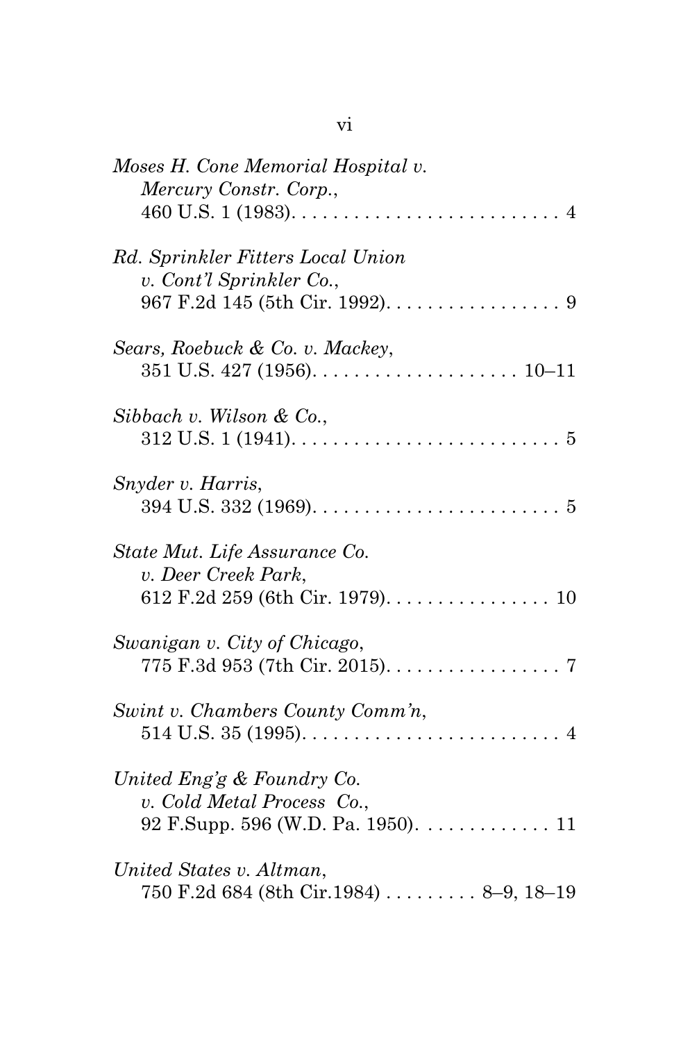*Moses H. Cone Memorial Hospital v. Mercury Constr. Corp.*,
460 U.S. 1 (1983). . . . . . . . . . . . . . . . . . . . . . . . . . 4

*Rd. Sprinkler Fitters Local Union v. Cont'l Sprinkler Co.*,
967 F.2d 145 (5th Cir. 1992). . . . . . . . . . . . . . . . . 9

*Sears, Roebuck & Co. v. Mackey*,
351 U.S. 427 (1956). . . . . . . . . . . . . . . . . . . . 10–11

*Sibbach v. Wilson & Co.*,
312 U.S. 1 (1941). . . . . . . . . . . . . . . . . . . . . . . . . . 5

*Snyder v. Harris*,
394 U.S. 332 (1969). . . . . . . . . . . . . . . . . . . . . . . . 5

*State Mut. Life Assurance Co. v. Deer Creek Park*,
612 F.2d 259 (6th Cir. 1979). . . . . . . . . . . . . . . . 10

*Swanigan v. City of Chicago*,
775 F.3d 953 (7th Cir. 2015). . . . . . . . . . . . . . . . . 7

*Swint v. Chambers County Comm'n*,
514 U.S. 35 (1995). . . . . . . . . . . . . . . . . . . . . . . . . 4

*United Eng'g & Foundry Co. v. Cold Metal Process Co.*,
92 F.Supp. 596 (W.D. Pa. 1950). . . . . . . . . . . . . 11

*United States v. Altman*,
750 F.2d 684 (8th Cir.1984) . . . . . . . . . 8–9, 18–19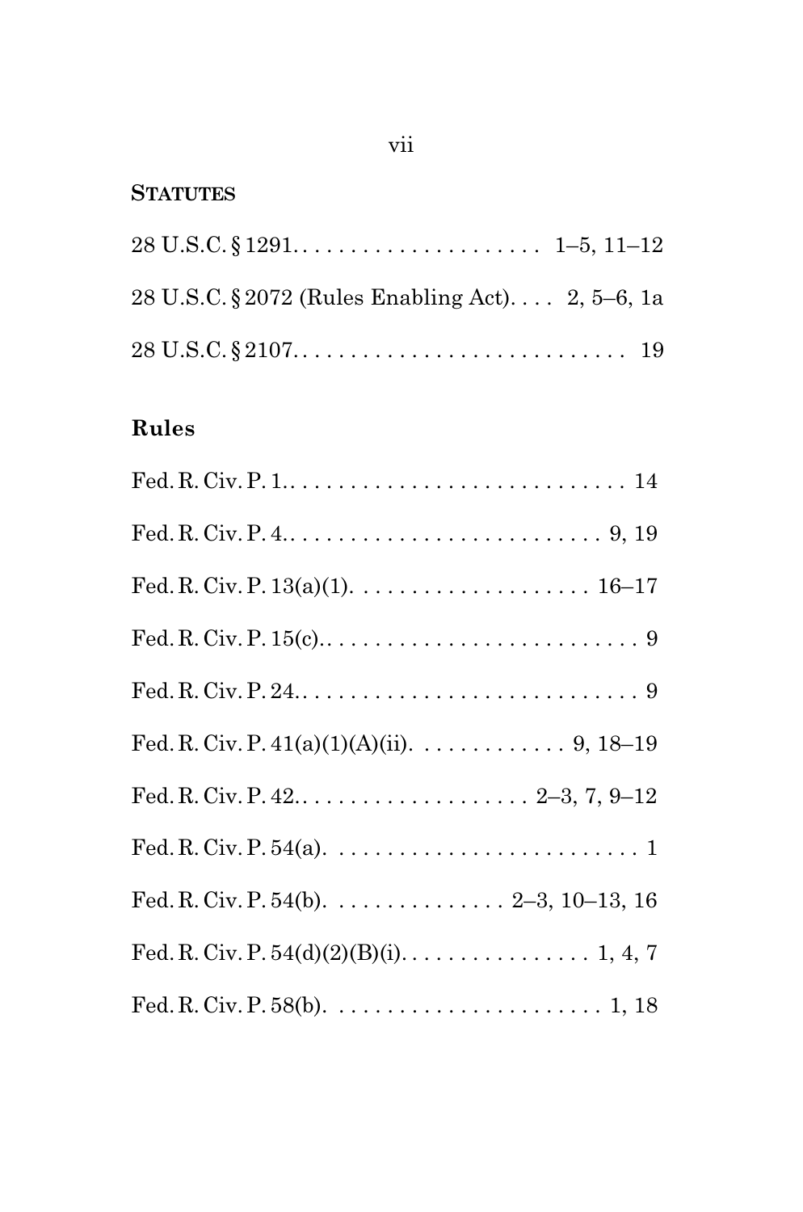**STATUTES**

28 U.S.C. § 1291. . . . . . . . . . . . . . . . . . . . . 1–5, 11–12

28 U.S.C. § 2072 (Rules Enabling Act). . . . 2, 5–6, 1a

28 U.S.C. § 2107. . . . . . . . . . . . . . . . . . . . . . . . . . . . 19

**Rules**

Fed. R. Civ. P. 1.. . . . . . . . . . . . . . . . . . . . . . . . . . . . 14

Fed. R. Civ. P. 4.. . . . . . . . . . . . . . . . . . . . . . . . . . 9, 19

Fed. R. Civ. P. 13(a)(1). . . . . . . . . . . . . . . . . . . . 16–17

Fed. R. Civ. P. 15(c).. . . . . . . . . . . . . . . . . . . . . . . . . . 9

Fed. R. Civ. P. 24.. . . . . . . . . . . . . . . . . . . . . . . . . . . . 9

Fed. R. Civ. P. 41(a)(1)(A)(ii). . . . . . . . . . . . . 9, 18–19

Fed. R. Civ. P. 42.. . . . . . . . . . . . . . . . . . . . 2–3, 7, 9–12

Fed. R. Civ. P. 54(a). . . . . . . . . . . . . . . . . . . . . . . . . . 1

Fed. R. Civ. P. 54(b). . . . . . . . . . . . . . . 2–3, 10–13, 16

Fed. R. Civ. P. 54(d)(2)(B)(i). . . . . . . . . . . . . . . . 1, 4, 7

Fed. R. Civ. P. 58(b). . . . . . . . . . . . . . . . . . . . . . . 1, 18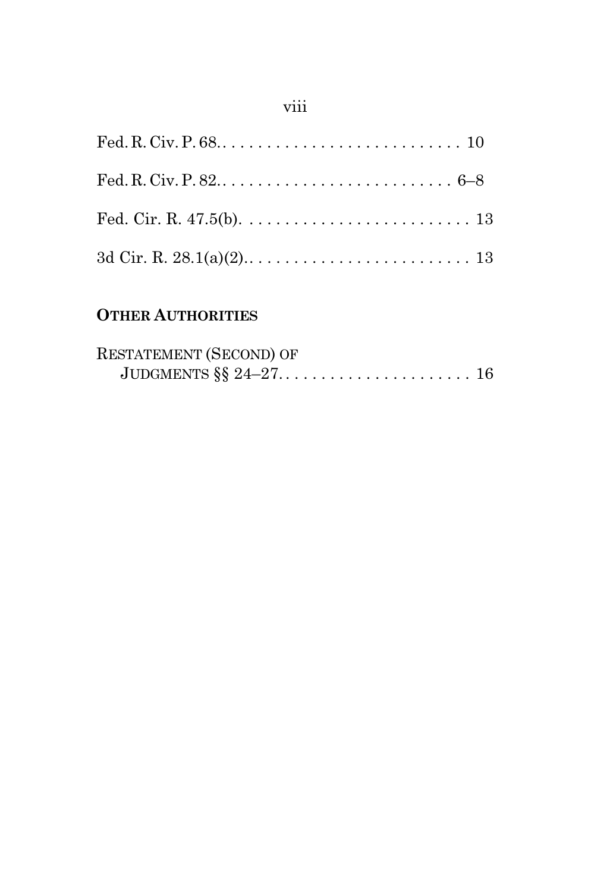Fed. R. Civ. P. 68. . . . . . . . . . . . . . . . . . . . . . . . . . . . 10

Fed. R. Civ. P. 82. . . . . . . . . . . . . . . . . . . . . . . . . . . 6–8

Fed. Cir. R. 47.5(b). . . . . . . . . . . . . . . . . . . . . . . . . . 13

3d Cir. R. 28.1(a)(2). . . . . . . . . . . . . . . . . . . . . . . . . . 13

## OTHER AUTHORITIES

RESTATEMENT (SECOND) OF JUDGMENTS §§ 24–27. . . . . . . . . . . . . . . . . . . . . . 16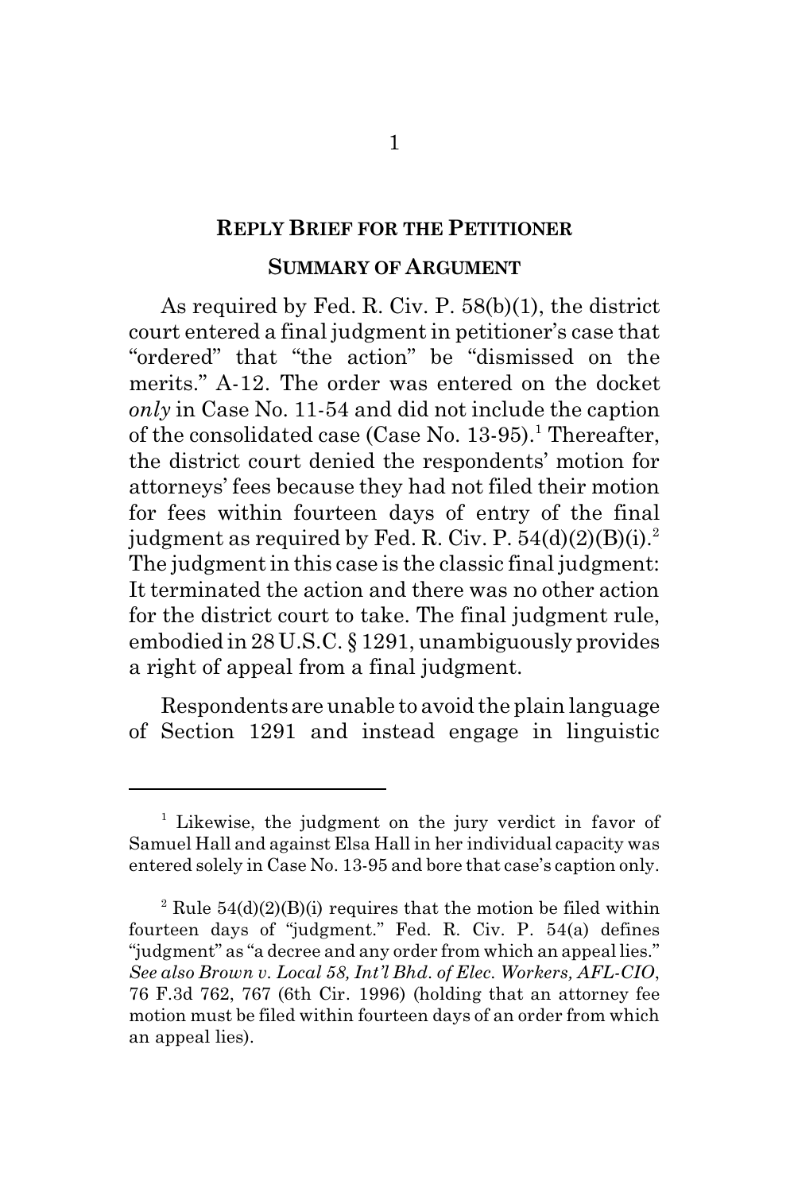## REPLY BRIEF FOR THE PETITIONER

### SUMMARY OF ARGUMENT

As required by Fed. R. Civ. P. 58(b)(1), the district court entered a final judgment in petitioner's case that "ordered" that "the action" be "dismissed on the merits." A-12. The order was entered on the docket *only* in Case No. 11-54 and did not include the caption of the consolidated case (Case No. 13-95).[1] Thereafter, the district court denied the respondents' motion for attorneys' fees because they had not filed their motion for fees within fourteen days of entry of the final judgment as required by Fed. R. Civ. P. 54(d)(2)(B)(i).[2] The judgment in this case is the classic final judgment: It terminated the action and there was no other action for the district court to take. The final judgment rule, embodied in 28 U.S.C. § 1291, unambiguously provides a right of appeal from a final judgment.

Respondents are unable to avoid the plain language of Section 1291 and instead engage in linguistic

---

[1] Likewise, the judgment on the jury verdict in favor of Samuel Hall and against Elsa Hall in her individual capacity was entered solely in Case No. 13-95 and bore that case's caption only.

[2] Rule 54(d)(2)(B)(i) requires that the motion be filed within fourteen days of "judgment." Fed. R. Civ. P. 54(a) defines "judgment" as "a decree and any order from which an appeal lies." *See also Brown v. Local 58, Int'l Bhd. of Elec. Workers, AFL-CIO*, 76 F.3d 762, 767 (6th Cir. 1996) (holding that an attorney fee motion must be filed within fourteen days of an order from which an appeal lies).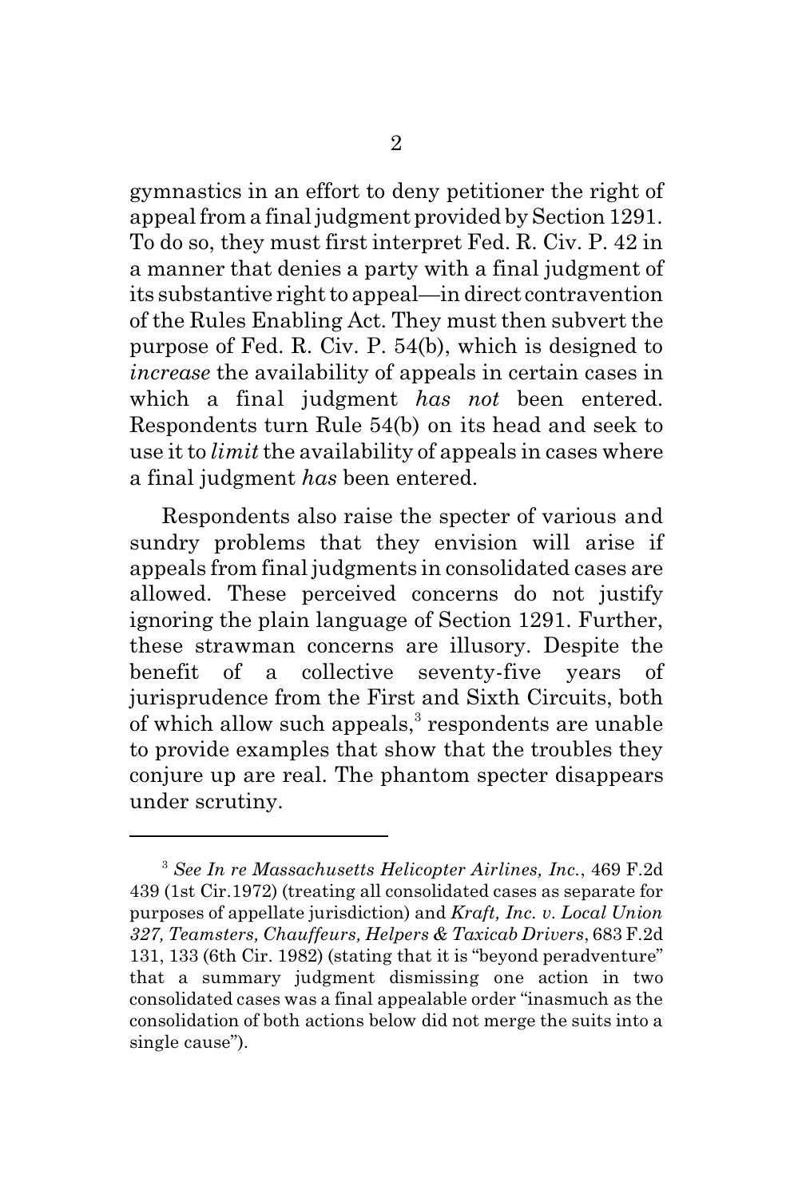gymnastics in an effort to deny petitioner the right of appeal from a final judgment provided by Section 1291. To do so, they must first interpret Fed. R. Civ. P. 42 in a manner that denies a party with a final judgment of its substantive right to appeal—in direct contravention of the Rules Enabling Act. They must then subvert the purpose of Fed. R. Civ. P. 54(b), which is designed to *increase* the availability of appeals in certain cases in which a final judgment *has not* been entered. Respondents turn Rule 54(b) on its head and seek to use it to *limit* the availability of appeals in cases where a final judgment *has* been entered.

Respondents also raise the specter of various and sundry problems that they envision will arise if appeals from final judgments in consolidated cases are allowed. These perceived concerns do not justify ignoring the plain language of Section 1291. Further, these strawman concerns are illusory. Despite the benefit of a collective seventy-five years of jurisprudence from the First and Sixth Circuits, both of which allow such appeals,[3] respondents are unable to provide examples that show that the troubles they conjure up are real. The phantom specter disappears under scrutiny.

---

[3] *See In re Massachusetts Helicopter Airlines, Inc.*, 469 F.2d 439 (1st Cir.1972) (treating all consolidated cases as separate for purposes of appellate jurisdiction) and *Kraft, Inc. v. Local Union 327, Teamsters, Chauffeurs, Helpers & Taxicab Drivers*, 683 F.2d 131, 133 (6th Cir. 1982) (stating that it is "beyond peradventure" that a summary judgment dismissing one action in two consolidated cases was a final appealable order "inasmuch as the consolidation of both actions below did not merge the suits into a single cause").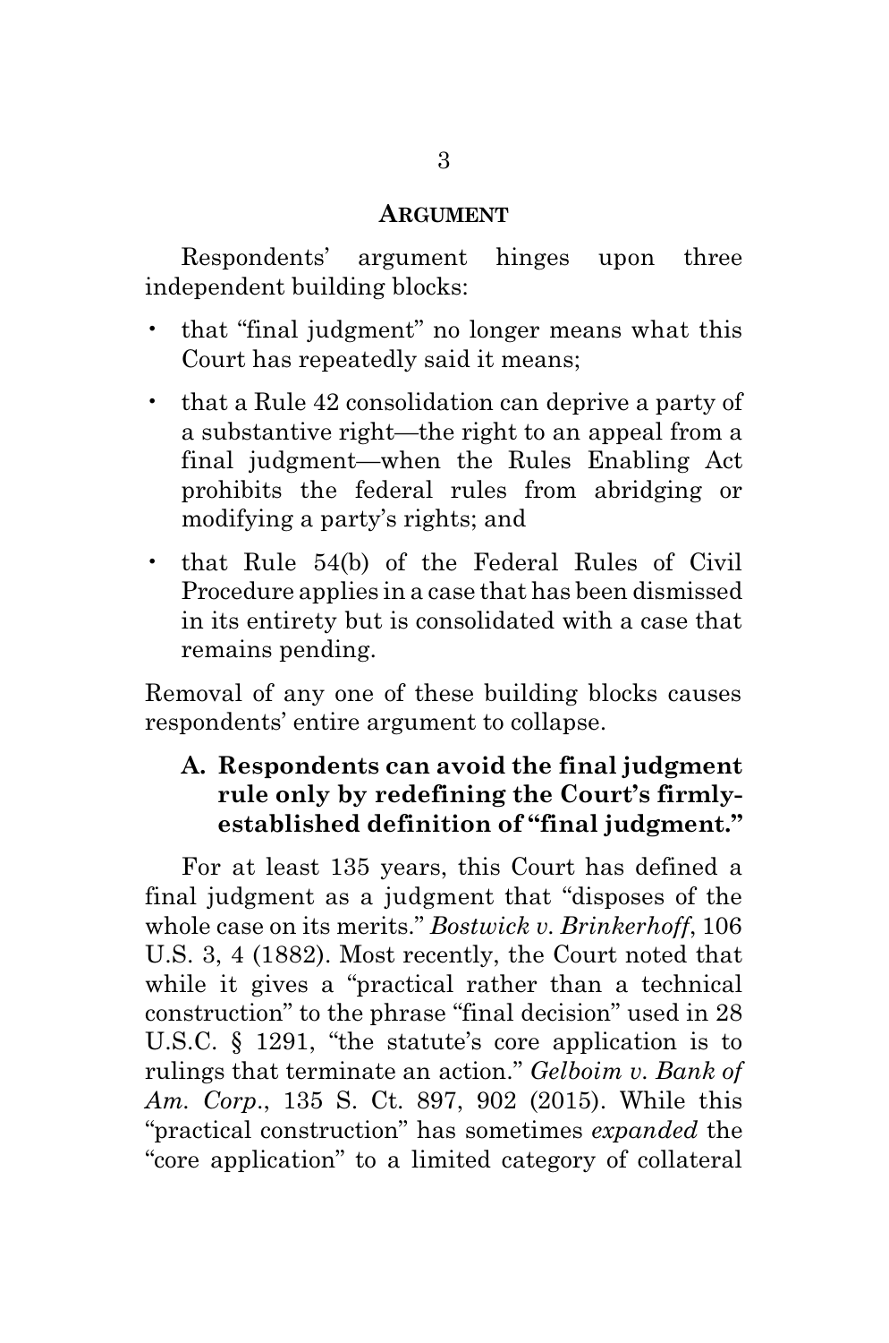## ARGUMENT

Respondents' argument hinges upon three independent building blocks:

- that "final judgment" no longer means what this Court has repeatedly said it means;
- that a Rule 42 consolidation can deprive a party of a substantive right—the right to an appeal from a final judgment—when the Rules Enabling Act prohibits the federal rules from abridging or modifying a party's rights; and
- that Rule 54(b) of the Federal Rules of Civil Procedure applies in a case that has been dismissed in its entirety but is consolidated with a case that remains pending.

Removal of any one of these building blocks causes respondents' entire argument to collapse.

### A. Respondents can avoid the final judgment rule only by redefining the Court's firmly-established definition of "final judgment."

For at least 135 years, this Court has defined a final judgment as a judgment that "disposes of the whole case on its merits." *Bostwick v. Brinkerhoff*, 106 U.S. 3, 4 (1882). Most recently, the Court noted that while it gives a "practical rather than a technical construction" to the phrase "final decision" used in 28 U.S.C. § 1291, "the statute's core application is to rulings that terminate an action." *Gelboim v. Bank of Am. Corp*., 135 S. Ct. 897, 902 (2015). While this "practical construction" has sometimes *expanded* the "core application" to a limited category of collateral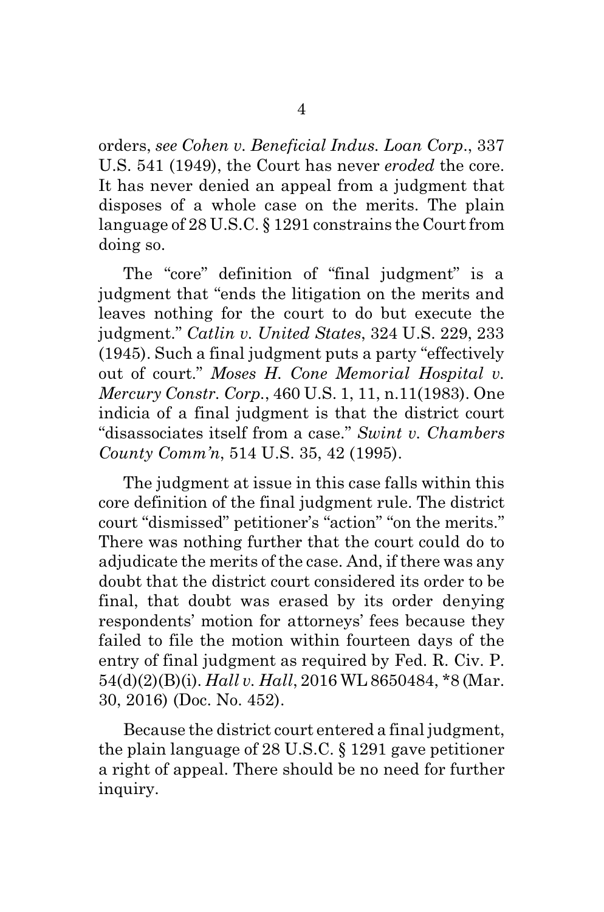orders, *see Cohen v. Beneficial Indus. Loan Corp.*, 337 U.S. 541 (1949), the Court has never *eroded* the core. It has never denied an appeal from a judgment that disposes of a whole case on the merits. The plain language of 28 U.S.C. § 1291 constrains the Court from doing so.

The "core" definition of "final judgment" is a judgment that "ends the litigation on the merits and leaves nothing for the court to do but execute the judgment." *Catlin v. United States*, 324 U.S. 229, 233 (1945). Such a final judgment puts a party "effectively out of court." *Moses H. Cone Memorial Hospital v. Mercury Constr. Corp.*, 460 U.S. 1, 11, n.11(1983). One indicia of a final judgment is that the district court "disassociates itself from a case." *Swint v. Chambers County Comm'n*, 514 U.S. 35, 42 (1995).

The judgment at issue in this case falls within this core definition of the final judgment rule. The district court "dismissed" petitioner's "action" "on the merits." There was nothing further that the court could do to adjudicate the merits of the case. And, if there was any doubt that the district court considered its order to be final, that doubt was erased by its order denying respondents' motion for attorneys' fees because they failed to file the motion within fourteen days of the entry of final judgment as required by Fed. R. Civ. P. 54(d)(2)(B)(i). *Hall v. Hall*, 2016 WL 8650484, *8 (Mar. 30, 2016) (Doc. No. 452).

Because the district court entered a final judgment, the plain language of 28 U.S.C. § 1291 gave petitioner a right of appeal. There should be no need for further inquiry.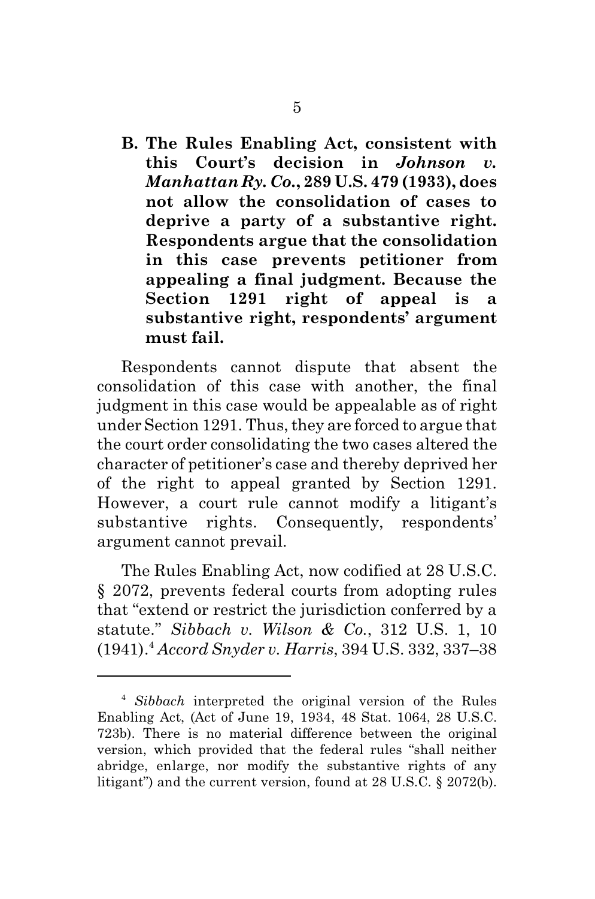**B. The Rules Enabling Act, consistent with this Court's decision in *Johnson v. Manhattan Ry. Co.*, 289 U.S. 479 (1933), does not allow the consolidation of cases to deprive a party of a substantive right. Respondents argue that the consolidation in this case prevents petitioner from appealing a final judgment. Because the Section 1291 right of appeal is a substantive right, respondents' argument must fail.**

Respondents cannot dispute that absent the consolidation of this case with another, the final judgment in this case would be appealable as of right under Section 1291. Thus, they are forced to argue that the court order consolidating the two cases altered the character of petitioner's case and thereby deprived her of the right to appeal granted by Section 1291. However, a court rule cannot modify a litigant's substantive rights. Consequently, respondents' argument cannot prevail.

The Rules Enabling Act, now codified at 28 U.S.C. § 2072, prevents federal courts from adopting rules that "extend or restrict the jurisdiction conferred by a statute." *Sibbach v. Wilson & Co.*, 312 U.S. 1, 10 (1941).[4] *Accord Snyder v. Harris*, 394 U.S. 332, 337–38

---

[4] *Sibbach* interpreted the original version of the Rules Enabling Act, (Act of June 19, 1934, 48 Stat. 1064, 28 U.S.C. 723b). There is no material difference between the original version, which provided that the federal rules "shall neither abridge, enlarge, nor modify the substantive rights of any litigant") and the current version, found at 28 U.S.C. § 2072(b).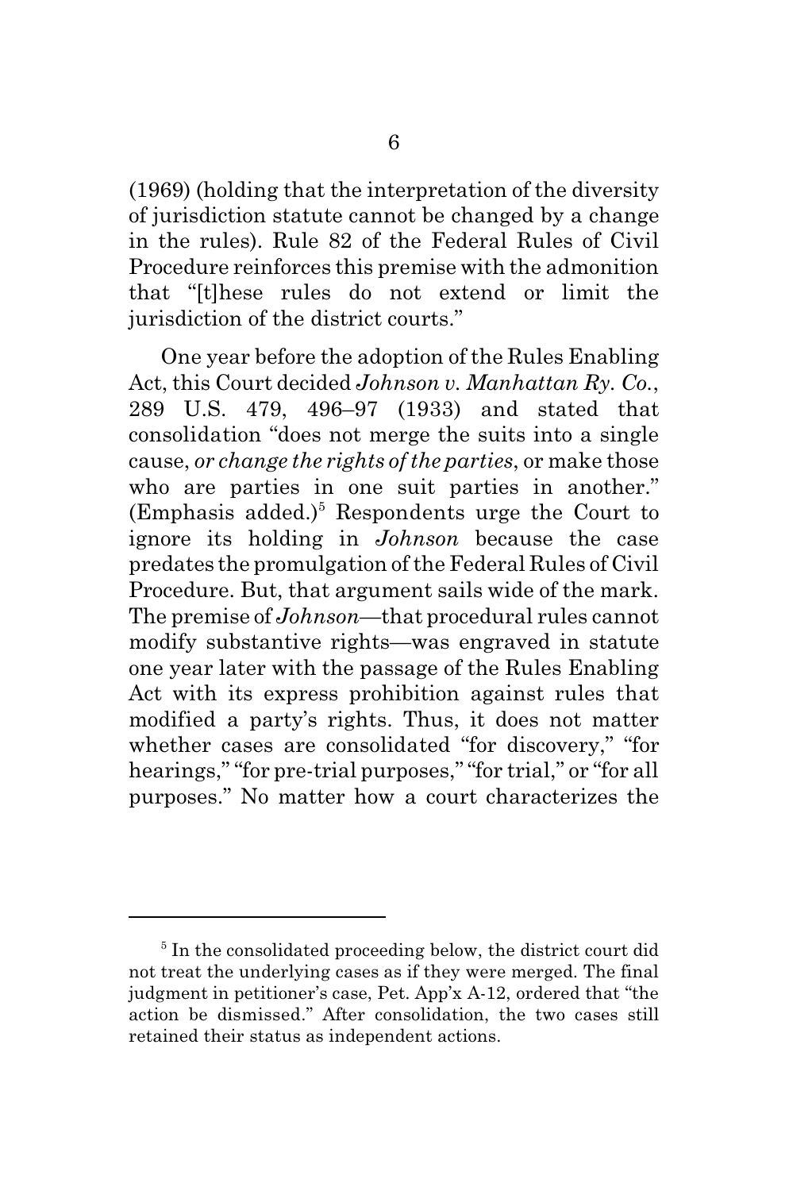(1969) (holding that the interpretation of the diversity of jurisdiction statute cannot be changed by a change in the rules). Rule 82 of the Federal Rules of Civil Procedure reinforces this premise with the admonition that "[t]hese rules do not extend or limit the jurisdiction of the district courts."

One year before the adoption of the Rules Enabling Act, this Court decided *Johnson v. Manhattan Ry. Co.*, 289 U.S. 479, 496–97 (1933) and stated that consolidation "does not merge the suits into a single cause, *or change the rights of the parties*, or make those who are parties in one suit parties in another." (Emphasis added.)[5] Respondents urge the Court to ignore its holding in *Johnson* because the case predates the promulgation of the Federal Rules of Civil Procedure. But, that argument sails wide of the mark. The premise of *Johnson*—that procedural rules cannot modify substantive rights—was engraved in statute one year later with the passage of the Rules Enabling Act with its express prohibition against rules that modified a party's rights. Thus, it does not matter whether cases are consolidated "for discovery," "for hearings," "for pre-trial purposes," "for trial," or "for all purposes." No matter how a court characterizes the

[5] In the consolidated proceeding below, the district court did not treat the underlying cases as if they were merged. The final judgment in petitioner's case, Pet. App'x A-12, ordered that "the action be dismissed." After consolidation, the two cases still retained their status as independent actions.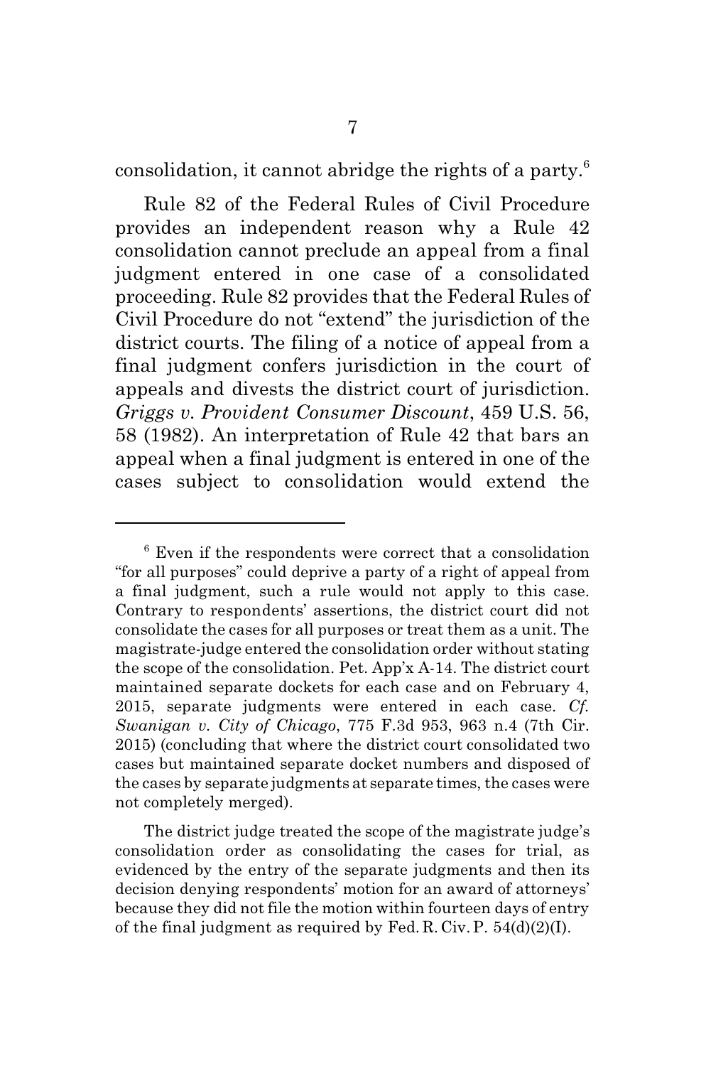consolidation, it cannot abridge the rights of a party.[6]

Rule 82 of the Federal Rules of Civil Procedure provides an independent reason why a Rule 42 consolidation cannot preclude an appeal from a final judgment entered in one case of a consolidated proceeding. Rule 82 provides that the Federal Rules of Civil Procedure do not "extend" the jurisdiction of the district courts. The filing of a notice of appeal from a final judgment confers jurisdiction in the court of appeals and divests the district court of jurisdiction. *Griggs v. Provident Consumer Discount*, 459 U.S. 56, 58 (1982). An interpretation of Rule 42 that bars an appeal when a final judgment is entered in one of the cases subject to consolidation would extend the

---

[6] Even if the respondents were correct that a consolidation "for all purposes" could deprive a party of a right of appeal from a final judgment, such a rule would not apply to this case. Contrary to respondents' assertions, the district court did not consolidate the cases for all purposes or treat them as a unit. The magistrate-judge entered the consolidation order without stating the scope of the consolidation. Pet. App'x A-14. The district court maintained separate dockets for each case and on February 4, 2015, separate judgments were entered in each case. *Cf. Swanigan v. City of Chicago*, 775 F.3d 953, 963 n.4 (7th Cir. 2015) (concluding that where the district court consolidated two cases but maintained separate docket numbers and disposed of the cases by separate judgments at separate times, the cases were not completely merged).

The district judge treated the scope of the magistrate judge's consolidation order as consolidating the cases for trial, as evidenced by the entry of the separate judgments and then its decision denying respondents' motion for an award of attorneys' because they did not file the motion within fourteen days of entry of the final judgment as required by Fed. R. Civ. P. 54(d)(2)(I).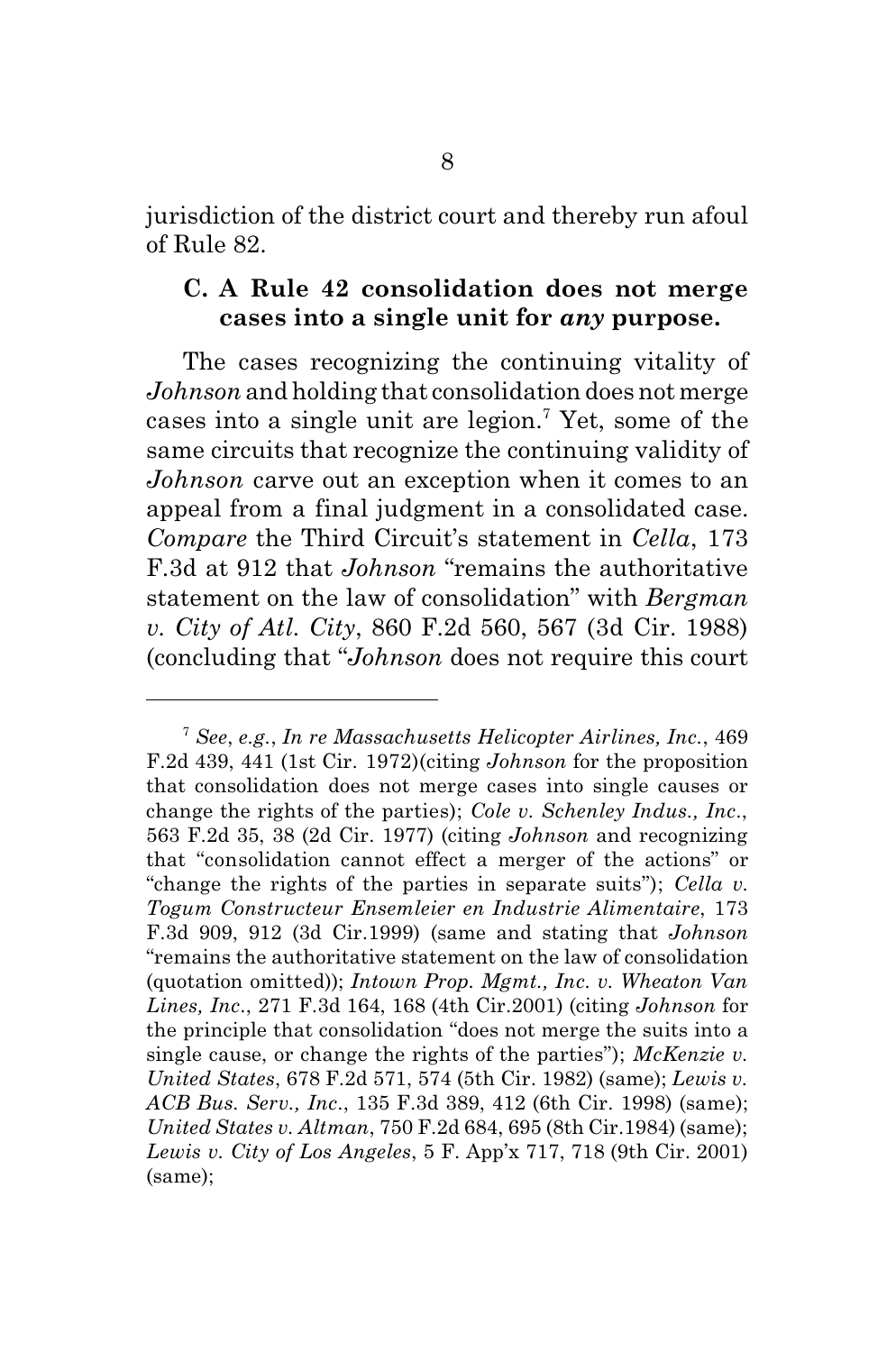jurisdiction of the district court and thereby run afoul of Rule 82.

### C. A Rule 42 consolidation does not merge cases into a single unit for *any* purpose.

The cases recognizing the continuing vitality of *Johnson* and holding that consolidation does not merge cases into a single unit are legion.[7] Yet, some of the same circuits that recognize the continuing validity of *Johnson* carve out an exception when it comes to an appeal from a final judgment in a consolidated case. *Compare* the Third Circuit's statement in *Cella*, 173 F.3d at 912 that *Johnson* "remains the authoritative statement on the law of consolidation" with *Bergman v. City of Atl. City*, 860 F.2d 560, 567 (3d Cir. 1988) (concluding that "*Johnson* does not require this court

---

[7] *See, e.g.*, *In re Massachusetts Helicopter Airlines, Inc.*, 469 F.2d 439, 441 (1st Cir. 1972)(citing *Johnson* for the proposition that consolidation does not merge cases into single causes or change the rights of the parties); *Cole v. Schenley Indus., Inc.*, 563 F.2d 35, 38 (2d Cir. 1977) (citing *Johnson* and recognizing that "consolidation cannot effect a merger of the actions" or "change the rights of the parties in separate suits"); *Cella v. Togum Constructeur Ensemleier en Industrie Alimentaire*, 173 F.3d 909, 912 (3d Cir.1999) (same and stating that *Johnson* "remains the authoritative statement on the law of consolidation (quotation omitted)); *Intown Prop. Mgmt., Inc. v. Wheaton Van Lines, Inc*., 271 F.3d 164, 168 (4th Cir.2001) (citing *Johnson* for the principle that consolidation "does not merge the suits into a single cause, or change the rights of the parties"); *McKenzie v. United States*, 678 F.2d 571, 574 (5th Cir. 1982) (same); *Lewis v. ACB Bus. Serv., Inc*., 135 F.3d 389, 412 (6th Cir. 1998) (same); *United States v. Altman*, 750 F.2d 684, 695 (8th Cir.1984) (same); *Lewis v. City of Los Angeles*, 5 F. App'x 717, 718 (9th Cir. 2001) (same);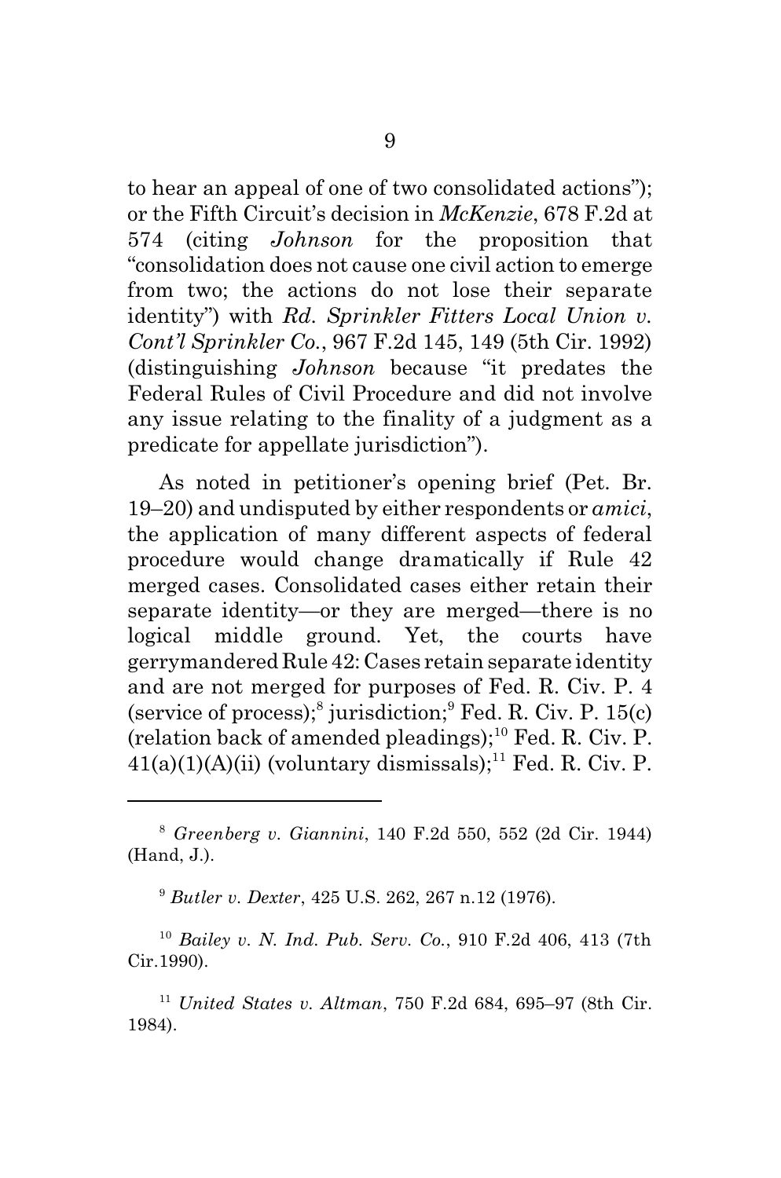to hear an appeal of one of two consolidated actions"); or the Fifth Circuit's decision in *McKenzie*, 678 F.2d at 574 (citing *Johnson* for the proposition that "consolidation does not cause one civil action to emerge from two; the actions do not lose their separate identity") with *Rd. Sprinkler Fitters Local Union v. Cont'l Sprinkler Co.*, 967 F.2d 145, 149 (5th Cir. 1992) (distinguishing *Johnson* because "it predates the Federal Rules of Civil Procedure and did not involve any issue relating to the finality of a judgment as a predicate for appellate jurisdiction").

As noted in petitioner's opening brief (Pet. Br. 19–20) and undisputed by either respondents or *amici*, the application of many different aspects of federal procedure would change dramatically if Rule 42 merged cases. Consolidated cases either retain their separate identity—or they are merged—there is no logical middle ground. Yet, the courts have gerrymandered Rule 42: Cases retain separate identity and are not merged for purposes of Fed. R. Civ. P. 4 (service of process);[8] jurisdiction;[9] Fed. R. Civ. P. 15(c) (relation back of amended pleadings);[10] Fed. R. Civ. P. 41(a)(1)(A)(ii) (voluntary dismissals);[11] Fed. R. Civ. P.

---

[8] *Greenberg v. Giannini*, 140 F.2d 550, 552 (2d Cir. 1944) (Hand, J.).

[9] *Butler v. Dexter*, 425 U.S. 262, 267 n.12 (1976).

[10] *Bailey v. N. Ind. Pub. Serv. Co.*, 910 F.2d 406, 413 (7th Cir.1990).

[11] *United States v. Altman*, 750 F.2d 684, 695–97 (8th Cir. 1984).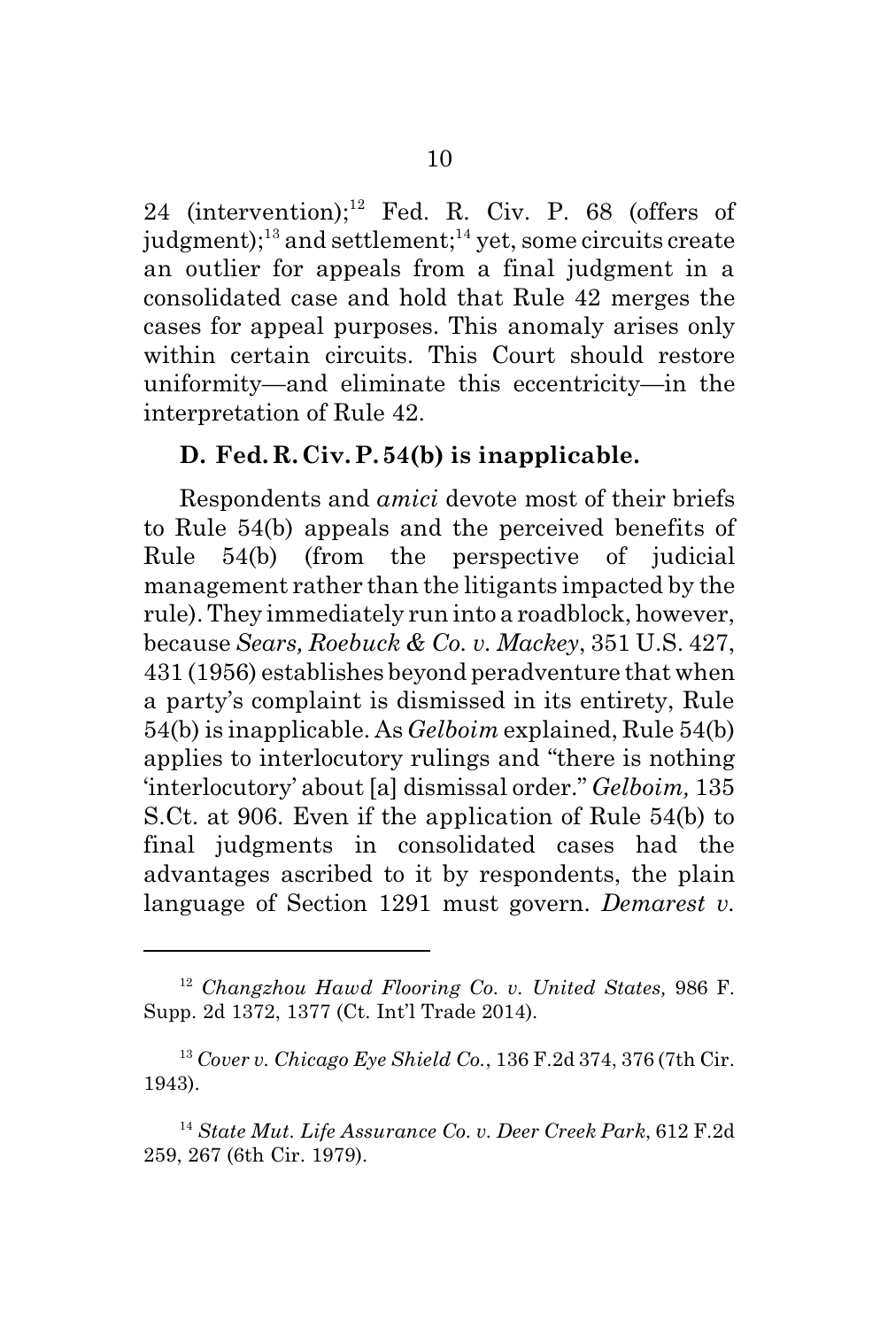24 (intervention);[12] Fed. R. Civ. P. 68 (offers of judgment);[13] and settlement;[14] yet, some circuits create an outlier for appeals from a final judgment in a consolidated case and hold that Rule 42 merges the cases for appeal purposes. This anomaly arises only within certain circuits. This Court should restore uniformity—and eliminate this eccentricity—in the interpretation of Rule 42.

### D. Fed. R. Civ. P. 54(b) is inapplicable.

Respondents and *amici* devote most of their briefs to Rule 54(b) appeals and the perceived benefits of Rule 54(b) (from the perspective of judicial management rather than the litigants impacted by the rule). They immediately run into a roadblock, however, because *Sears, Roebuck & Co. v. Mackey*, 351 U.S. 427, 431 (1956) establishes beyond peradventure that when a party's complaint is dismissed in its entirety, Rule 54(b) is inapplicable. As *Gelboim* explained, Rule 54(b) applies to interlocutory rulings and "there is nothing 'interlocutory' about [a] dismissal order." *Gelboim,* 135 S.Ct. at 906. Even if the application of Rule 54(b) to final judgments in consolidated cases had the advantages ascribed to it by respondents, the plain language of Section 1291 must govern. *Demarest v.*

---

[12] *Changzhou Hawd Flooring Co. v. United States,* 986 F. Supp. 2d 1372, 1377 (Ct. Int'l Trade 2014).

[13] *Cover v. Chicago Eye Shield Co.*, 136 F.2d 374, 376 (7th Cir. 1943).

[14] *State Mut. Life Assurance Co. v. Deer Creek Park*, 612 F.2d 259, 267 (6th Cir. 1979).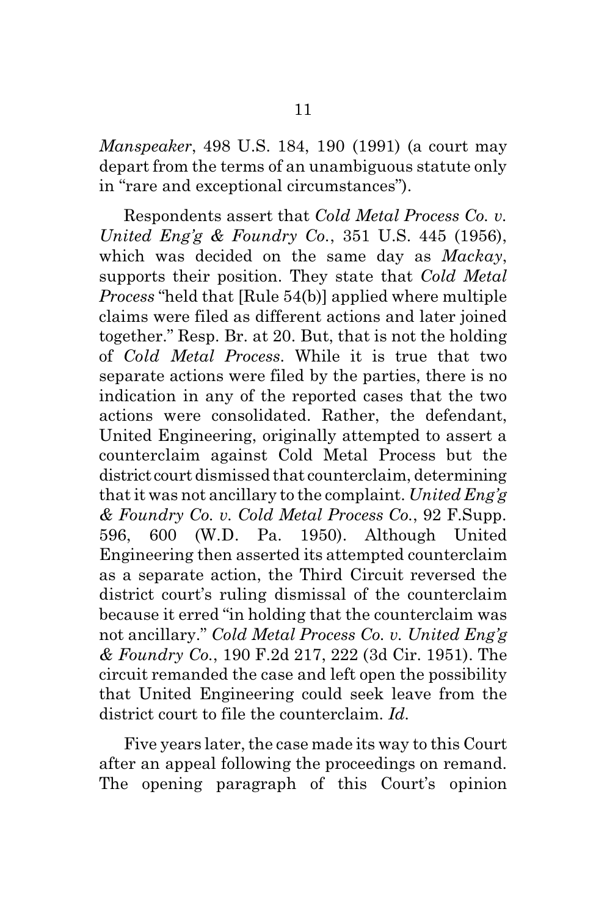*Manspeaker*, 498 U.S. 184, 190 (1991) (a court may depart from the terms of an unambiguous statute only in "rare and exceptional circumstances").

Respondents assert that *Cold Metal Process Co. v. United Eng'g & Foundry Co.*, 351 U.S. 445 (1956), which was decided on the same day as *Mackay*, supports their position. They state that *Cold Metal Process* "held that [Rule 54(b)] applied where multiple claims were filed as different actions and later joined together." Resp. Br. at 20. But, that is not the holding of *Cold Metal Process*. While it is true that two separate actions were filed by the parties, there is no indication in any of the reported cases that the two actions were consolidated. Rather, the defendant, United Engineering, originally attempted to assert a counterclaim against Cold Metal Process but the district court dismissed that counterclaim, determining that it was not ancillary to the complaint. *United Eng'g & Foundry Co. v. Cold Metal Process Co.*, 92 F.Supp. 596, 600 (W.D. Pa. 1950). Although United Engineering then asserted its attempted counterclaim as a separate action, the Third Circuit reversed the district court's ruling dismissal of the counterclaim because it erred "in holding that the counterclaim was not ancillary." *Cold Metal Process Co. v. United Eng'g & Foundry Co.*, 190 F.2d 217, 222 (3d Cir. 1951). The circuit remanded the case and left open the possibility that United Engineering could seek leave from the district court to file the counterclaim. *Id.*

Five years later, the case made its way to this Court after an appeal following the proceedings on remand. The opening paragraph of this Court's opinion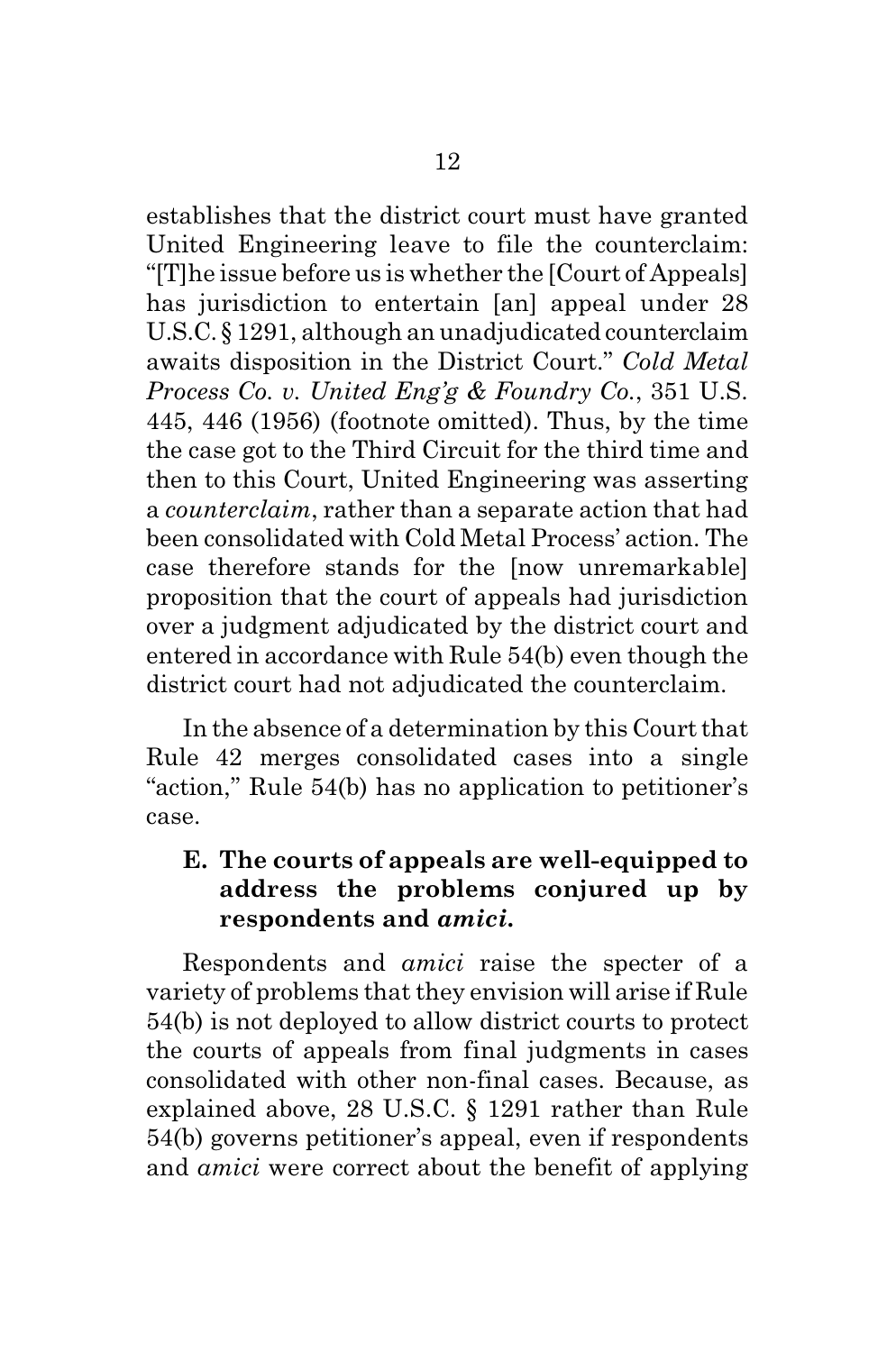establishes that the district court must have granted United Engineering leave to file the counterclaim: "[T]he issue before us is whether the [Court of Appeals] has jurisdiction to entertain [an] appeal under 28 U.S.C. § 1291, although an unadjudicated counterclaim awaits disposition in the District Court." *Cold Metal Process Co. v. United Eng'g & Foundry Co.*, 351 U.S. 445, 446 (1956) (footnote omitted). Thus, by the time the case got to the Third Circuit for the third time and then to this Court, United Engineering was asserting a *counterclaim*, rather than a separate action that had been consolidated with Cold Metal Process' action. The case therefore stands for the [now unremarkable] proposition that the court of appeals had jurisdiction over a judgment adjudicated by the district court and entered in accordance with Rule 54(b) even though the district court had not adjudicated the counterclaim.

In the absence of a determination by this Court that Rule 42 merges consolidated cases into a single "action," Rule 54(b) has no application to petitioner's case.

### E. The courts of appeals are well-equipped to address the problems conjured up by respondents and *amici*.

Respondents and *amici* raise the specter of a variety of problems that they envision will arise if Rule 54(b) is not deployed to allow district courts to protect the courts of appeals from final judgments in cases consolidated with other non-final cases. Because, as explained above, 28 U.S.C. § 1291 rather than Rule 54(b) governs petitioner's appeal, even if respondents and *amici* were correct about the benefit of applying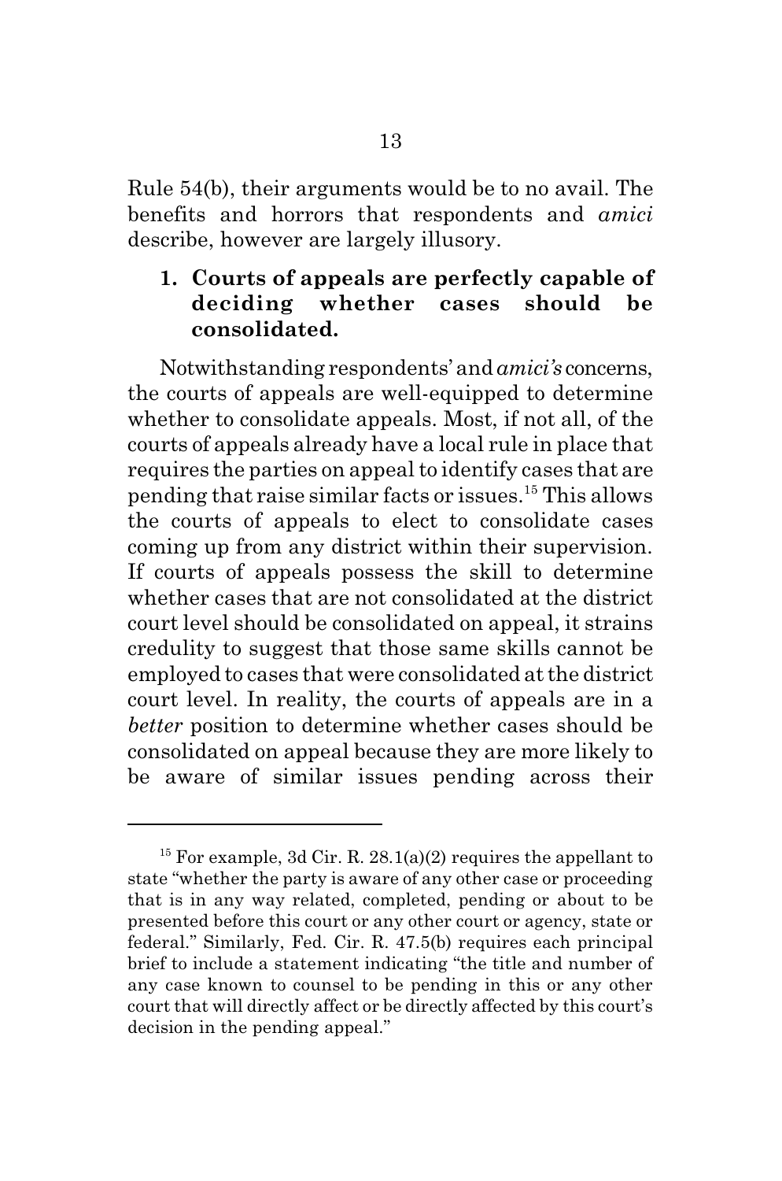Rule 54(b), their arguments would be to no avail. The benefits and horrors that respondents and *amici* describe, however are largely illusory.

### 1. Courts of appeals are perfectly capable of deciding whether cases should be consolidated.

Notwithstanding respondents' and *amici's* concerns, the courts of appeals are well-equipped to determine whether to consolidate appeals. Most, if not all, of the courts of appeals already have a local rule in place that requires the parties on appeal to identify cases that are pending that raise similar facts or issues.[15] This allows the courts of appeals to elect to consolidate cases coming up from any district within their supervision. If courts of appeals possess the skill to determine whether cases that are not consolidated at the district court level should be consolidated on appeal, it strains credulity to suggest that those same skills cannot be employed to cases that were consolidated at the district court level. In reality, the courts of appeals are in a *better* position to determine whether cases should be consolidated on appeal because they are more likely to be aware of similar issues pending across their

---

[15] For example, 3d Cir. R. 28.1(a)(2) requires the appellant to state "whether the party is aware of any other case or proceeding that is in any way related, completed, pending or about to be presented before this court or any other court or agency, state or federal." Similarly, Fed. Cir. R. 47.5(b) requires each principal brief to include a statement indicating "the title and number of any case known to counsel to be pending in this or any other court that will directly affect or be directly affected by this court's decision in the pending appeal."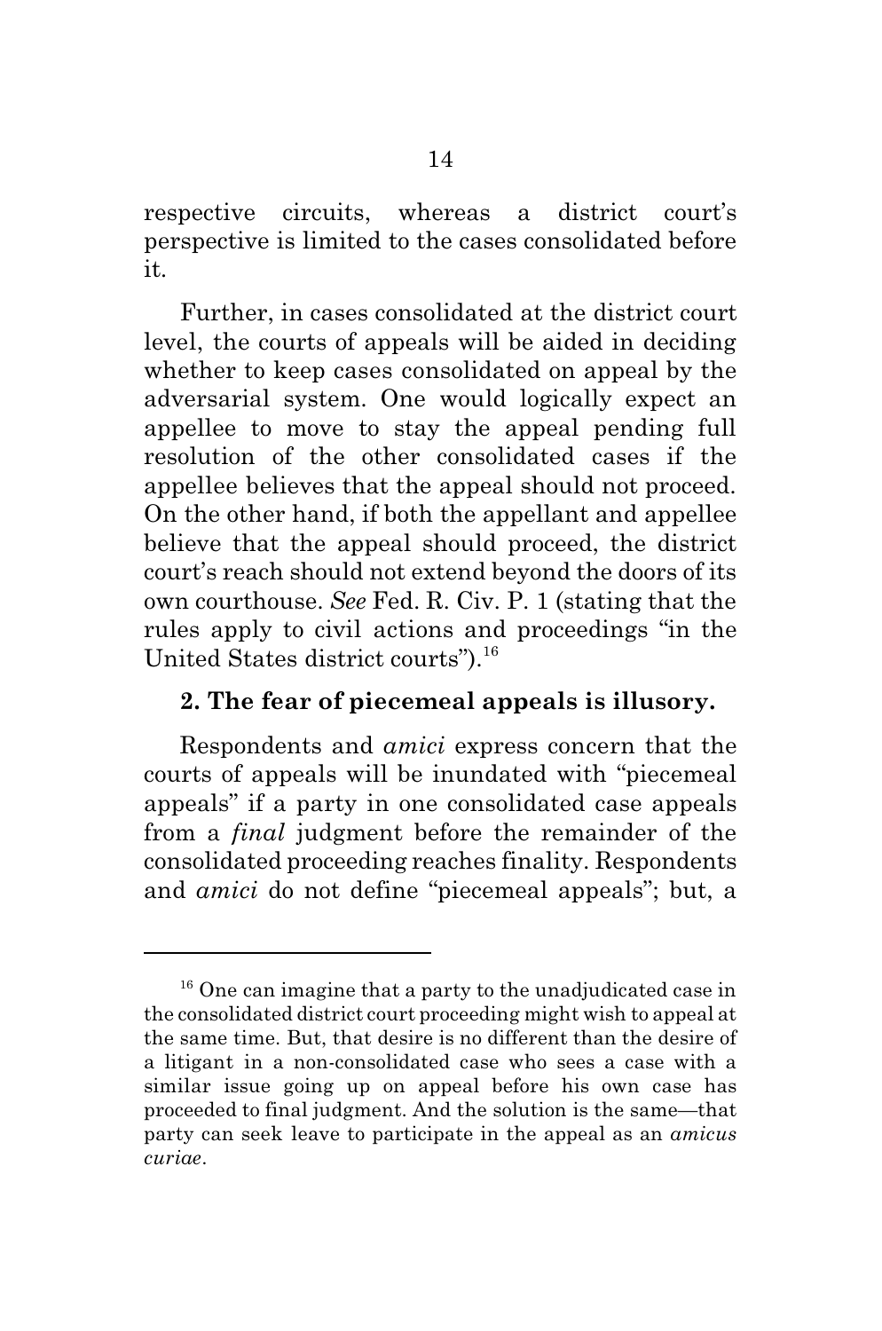respective circuits, whereas a district court's perspective is limited to the cases consolidated before it.

Further, in cases consolidated at the district court level, the courts of appeals will be aided in deciding whether to keep cases consolidated on appeal by the adversarial system. One would logically expect an appellee to move to stay the appeal pending full resolution of the other consolidated cases if the appellee believes that the appeal should not proceed. On the other hand, if both the appellant and appellee believe that the appeal should proceed, the district court's reach should not extend beyond the doors of its own courthouse. *See* Fed. R. Civ. P. 1 (stating that the rules apply to civil actions and proceedings "in the United States district courts").[16]

**2. The fear of piecemeal appeals is illusory.**

Respondents and *amici* express concern that the courts of appeals will be inundated with "piecemeal appeals" if a party in one consolidated case appeals from a *final* judgment before the remainder of the consolidated proceeding reaches finality. Respondents and *amici* do not define "piecemeal appeals"; but, a

---

[16] One can imagine that a party to the unadjudicated case in the consolidated district court proceeding might wish to appeal at the same time. But, that desire is no different than the desire of a litigant in a non-consolidated case who sees a case with a similar issue going up on appeal before his own case has proceeded to final judgment. And the solution is the same—that party can seek leave to participate in the appeal as an *amicus curiae*.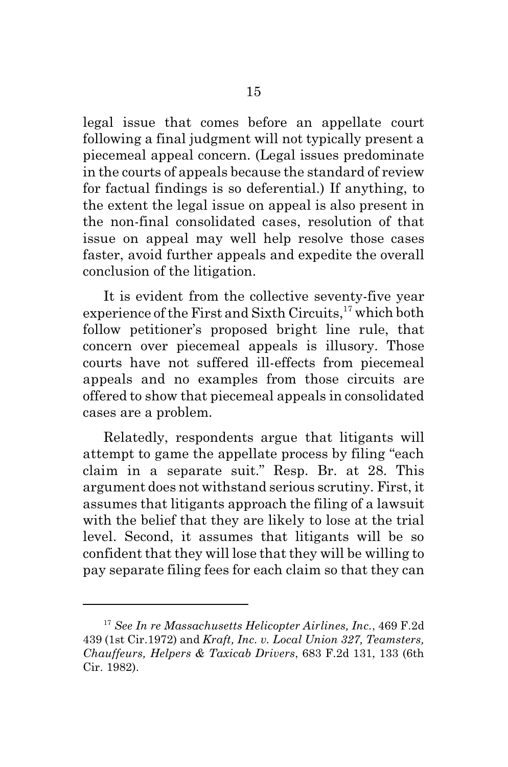legal issue that comes before an appellate court following a final judgment will not typically present a piecemeal appeal concern. (Legal issues predominate in the courts of appeals because the standard of review for factual findings is so deferential.) If anything, to the extent the legal issue on appeal is also present in the non-final consolidated cases, resolution of that issue on appeal may well help resolve those cases faster, avoid further appeals and expedite the overall conclusion of the litigation.

It is evident from the collective seventy-five year experience of the First and Sixth Circuits,[17] which both follow petitioner's proposed bright line rule, that concern over piecemeal appeals is illusory. Those courts have not suffered ill-effects from piecemeal appeals and no examples from those circuits are offered to show that piecemeal appeals in consolidated cases are a problem.

Relatedly, respondents argue that litigants will attempt to game the appellate process by filing "each claim in a separate suit." Resp. Br. at 28. This argument does not withstand serious scrutiny. First, it assumes that litigants approach the filing of a lawsuit with the belief that they are likely to lose at the trial level. Second, it assumes that litigants will be so confident that they will lose that they will be willing to pay separate filing fees for each claim so that they can

---

[17] *See In re Massachusetts Helicopter Airlines, Inc.*, 469 F.2d 439 (1st Cir.1972) and *Kraft, Inc. v. Local Union 327, Teamsters, Chauffeurs, Helpers & Taxicab Drivers*, 683 F.2d 131, 133 (6th Cir. 1982).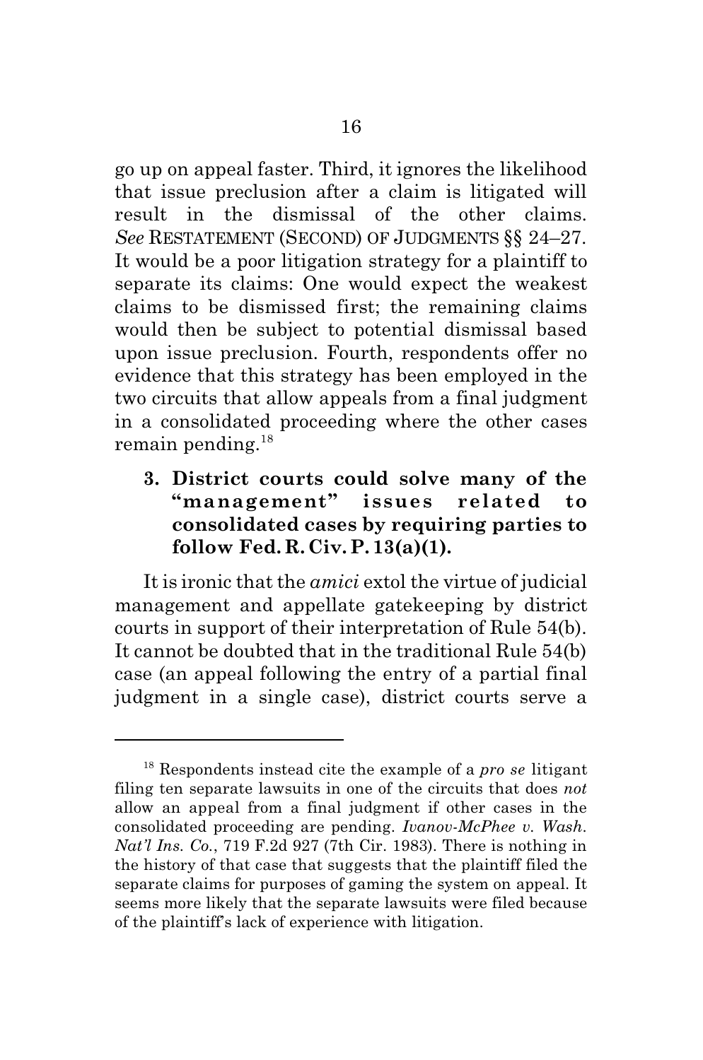go up on appeal faster. Third, it ignores the likelihood that issue preclusion after a claim is litigated will result in the dismissal of the other claims. *See* RESTATEMENT (SECOND) OF JUDGMENTS §§ 24–27. It would be a poor litigation strategy for a plaintiff to separate its claims: One would expect the weakest claims to be dismissed first; the remaining claims would then be subject to potential dismissal based upon issue preclusion. Fourth, respondents offer no evidence that this strategy has been employed in the two circuits that allow appeals from a final judgment in a consolidated proceeding where the other cases remain pending.[18]

### 3. District courts could solve many of the "management" issues related to consolidated cases by requiring parties to follow Fed. R. Civ. P. 13(a)(1).

It is ironic that the *amici* extol the virtue of judicial management and appellate gatekeeping by district courts in support of their interpretation of Rule 54(b). It cannot be doubted that in the traditional Rule 54(b) case (an appeal following the entry of a partial final judgment in a single case), district courts serve a

---

[18] Respondents instead cite the example of a *pro se* litigant filing ten separate lawsuits in one of the circuits that does *not* allow an appeal from a final judgment if other cases in the consolidated proceeding are pending. *Ivanov-McPhee v. Wash. Nat'l Ins. Co.*, 719 F.2d 927 (7th Cir. 1983). There is nothing in the history of that case that suggests that the plaintiff filed the separate claims for purposes of gaming the system on appeal. It seems more likely that the separate lawsuits were filed because of the plaintiff's lack of experience with litigation.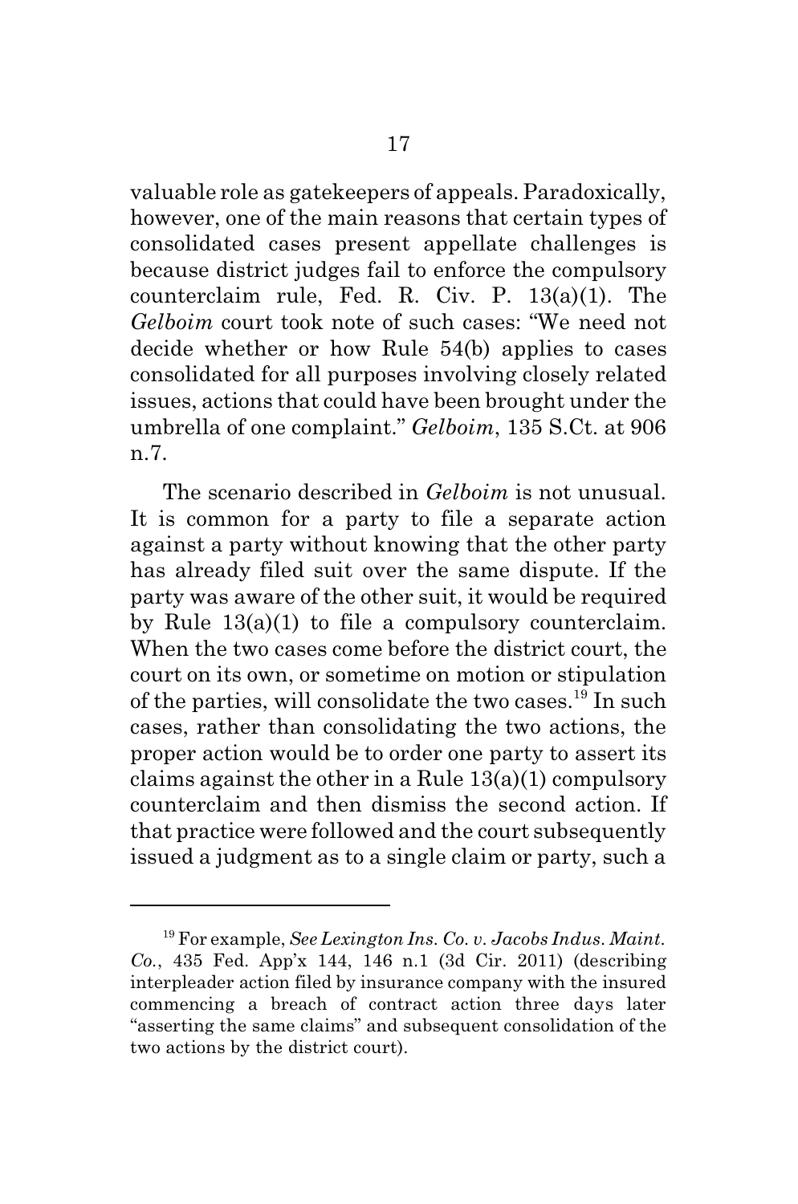valuable role as gatekeepers of appeals. Paradoxically, however, one of the main reasons that certain types of consolidated cases present appellate challenges is because district judges fail to enforce the compulsory counterclaim rule, Fed. R. Civ. P. 13(a)(1). The *Gelboim* court took note of such cases: "We need not decide whether or how Rule 54(b) applies to cases consolidated for all purposes involving closely related issues, actions that could have been brought under the umbrella of one complaint." *Gelboim*, 135 S.Ct. at 906 n.7.

The scenario described in *Gelboim* is not unusual. It is common for a party to file a separate action against a party without knowing that the other party has already filed suit over the same dispute. If the party was aware of the other suit, it would be required by Rule 13(a)(1) to file a compulsory counterclaim. When the two cases come before the district court, the court on its own, or sometime on motion or stipulation of the parties, will consolidate the two cases.[19] In such cases, rather than consolidating the two actions, the proper action would be to order one party to assert its claims against the other in a Rule 13(a)(1) compulsory counterclaim and then dismiss the second action. If that practice were followed and the court subsequently issued a judgment as to a single claim or party, such a

---

[19] For example, *See Lexington Ins. Co. v. Jacobs Indus. Maint. Co.*, 435 Fed. App'x 144, 146 n.1 (3d Cir. 2011) (describing interpleader action filed by insurance company with the insured commencing a breach of contract action three days later "asserting the same claims" and subsequent consolidation of the two actions by the district court).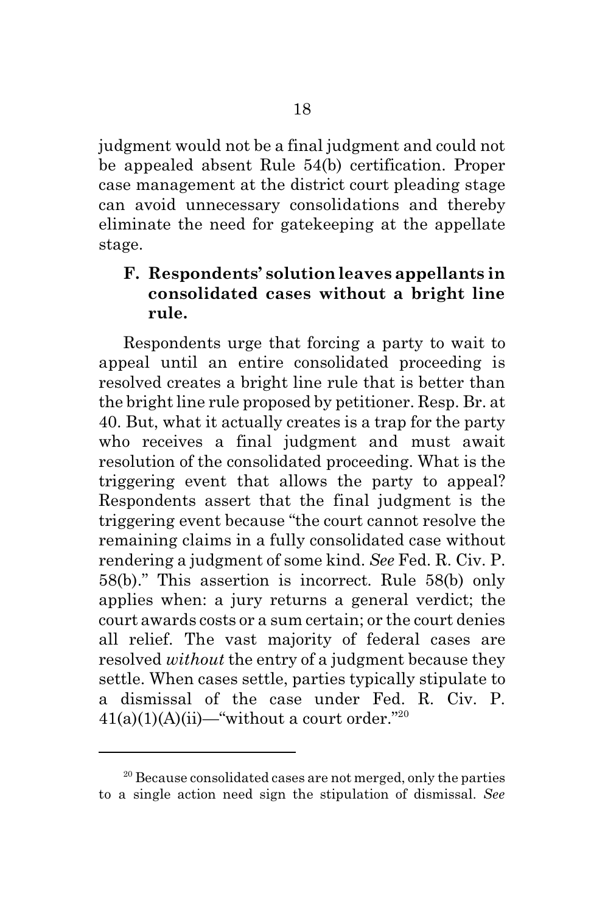judgment would not be a final judgment and could not be appealed absent Rule 54(b) certification. Proper case management at the district court pleading stage can avoid unnecessary consolidations and thereby eliminate the need for gatekeeping at the appellate stage.

### F. Respondents' solution leaves appellants in consolidated cases without a bright line rule.

Respondents urge that forcing a party to wait to appeal until an entire consolidated proceeding is resolved creates a bright line rule that is better than the bright line rule proposed by petitioner. Resp. Br. at 40. But, what it actually creates is a trap for the party who receives a final judgment and must await resolution of the consolidated proceeding. What is the triggering event that allows the party to appeal? Respondents assert that the final judgment is the triggering event because "the court cannot resolve the remaining claims in a fully consolidated case without rendering a judgment of some kind. *See* Fed. R. Civ. P. 58(b)." This assertion is incorrect. Rule 58(b) only applies when: a jury returns a general verdict; the court awards costs or a sum certain; or the court denies all relief. The vast majority of federal cases are resolved *without* the entry of a judgment because they settle. When cases settle, parties typically stipulate to a dismissal of the case under Fed. R. Civ. P. 41(a)(1)(A)(ii)—"without a court order."[20]

---

[20] Because consolidated cases are not merged, only the parties to a single action need sign the stipulation of dismissal. *See*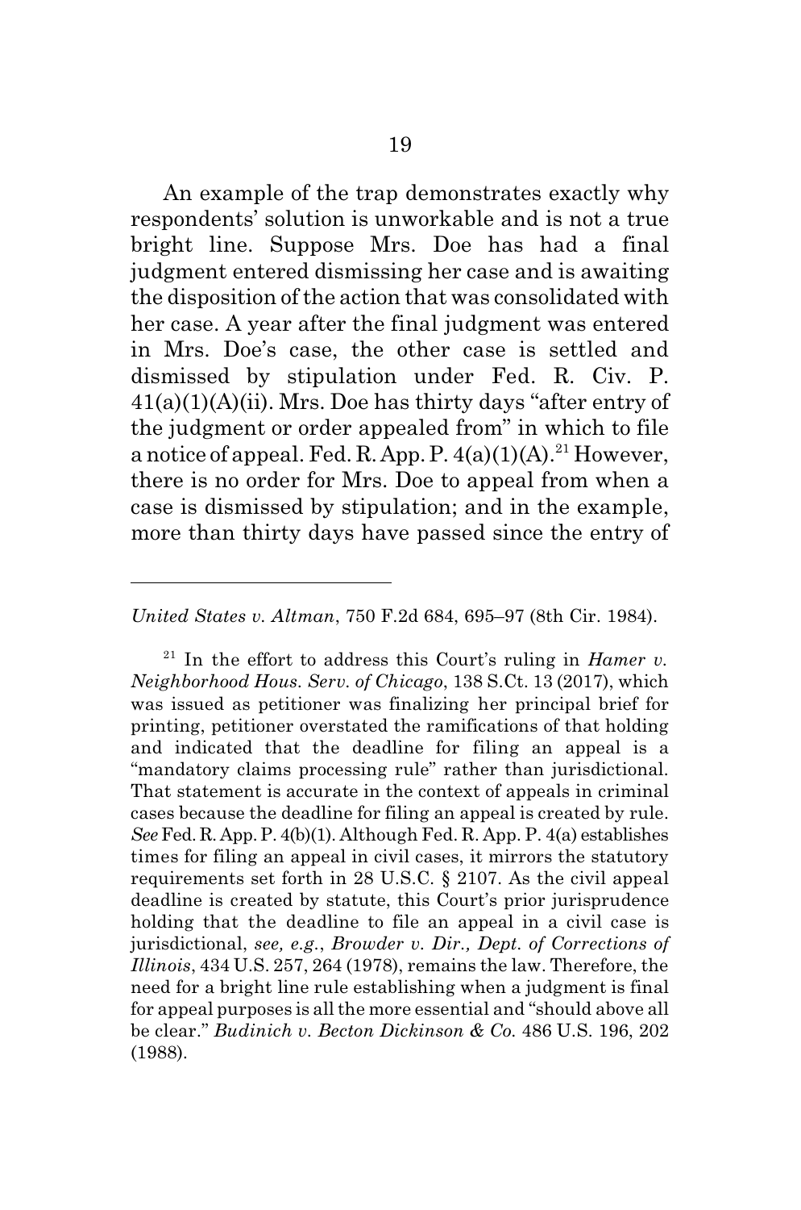An example of the trap demonstrates exactly why respondents' solution is unworkable and is not a true bright line. Suppose Mrs. Doe has had a final judgment entered dismissing her case and is awaiting the disposition of the action that was consolidated with her case. A year after the final judgment was entered in Mrs. Doe's case, the other case is settled and dismissed by stipulation under Fed. R. Civ. P. 41(a)(1)(A)(ii). Mrs. Doe has thirty days "after entry of the judgment or order appealed from" in which to file a notice of appeal. Fed. R. App. P. 4(a)(1)(A).[21] However, there is no order for Mrs. Doe to appeal from when a case is dismissed by stipulation; and in the example, more than thirty days have passed since the entry of

---

*United States v. Altman*, 750 F.2d 684, 695–97 (8th Cir. 1984).

[21] In the effort to address this Court's ruling in *Hamer v. Neighborhood Hous. Serv. of Chicago*, 138 S.Ct. 13 (2017), which was issued as petitioner was finalizing her principal brief for printing, petitioner overstated the ramifications of that holding and indicated that the deadline for filing an appeal is a "mandatory claims processing rule" rather than jurisdictional. That statement is accurate in the context of appeals in criminal cases because the deadline for filing an appeal is created by rule. *See* Fed. R. App. P. 4(b)(1). Although Fed. R. App. P. 4(a) establishes times for filing an appeal in civil cases, it mirrors the statutory requirements set forth in 28 U.S.C. § 2107. As the civil appeal deadline is created by statute, this Court's prior jurisprudence holding that the deadline to file an appeal in a civil case is jurisdictional, *see, e.g.*, *Browder v. Dir., Dept. of Corrections of Illinois*, 434 U.S. 257, 264 (1978), remains the law. Therefore, the need for a bright line rule establishing when a judgment is final for appeal purposes is all the more essential and "should above all be clear." *Budinich v. Becton Dickinson & Co.* 486 U.S. 196, 202 (1988).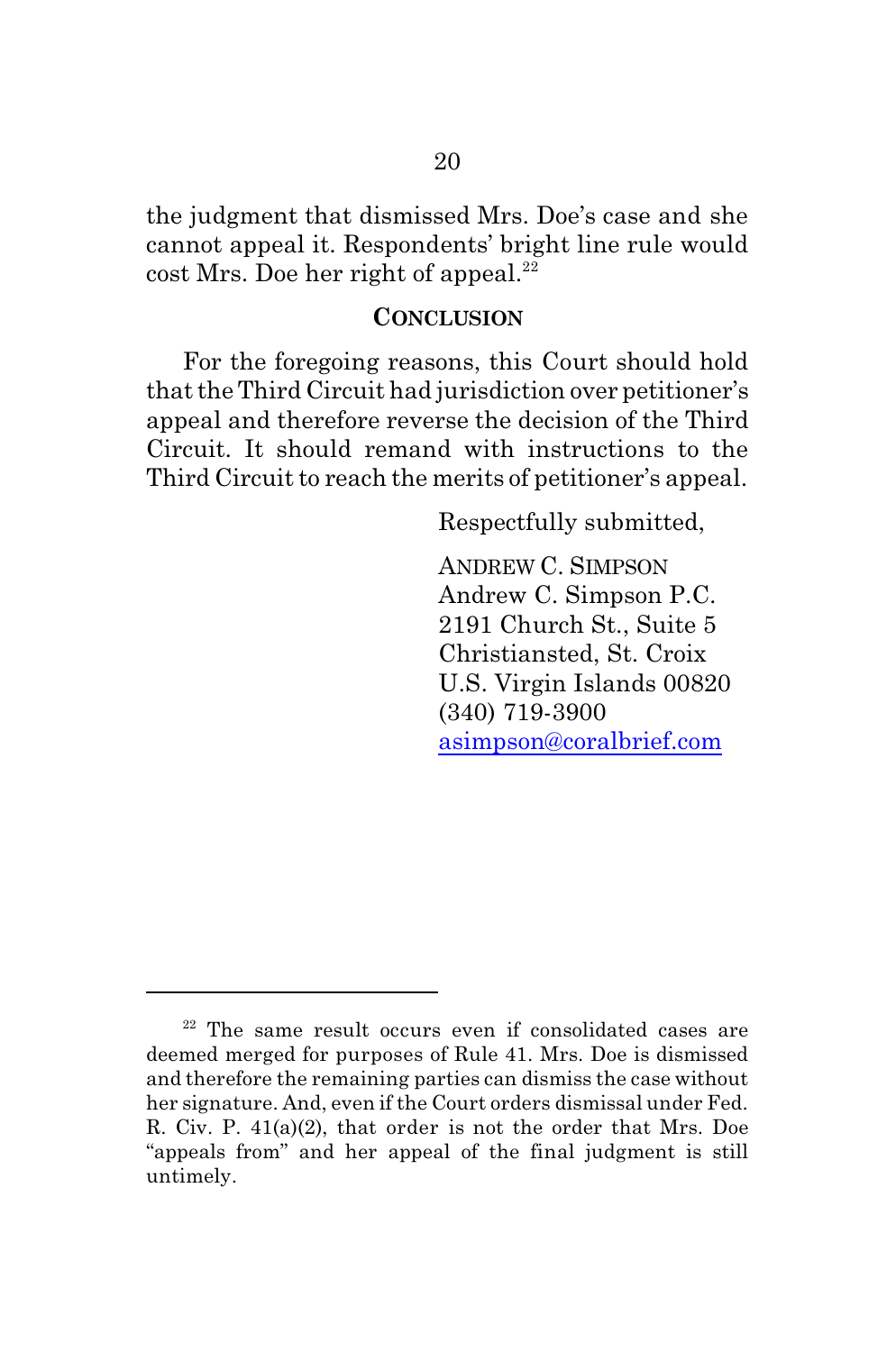the judgment that dismissed Mrs. Doe's case and she cannot appeal it. Respondents' bright line rule would cost Mrs. Doe her right of appeal.[22]

## CONCLUSION

For the foregoing reasons, this Court should hold that the Third Circuit had jurisdiction over petitioner's appeal and therefore reverse the decision of the Third Circuit. It should remand with instructions to the Third Circuit to reach the merits of petitioner's appeal.

Respectfully submitted,

ANDREW C. SIMPSON
Andrew C. Simpson P.C.
2191 Church St., Suite 5
Christiansted, St. Croix
U.S. Virgin Islands 00820
(340) 719-3900
asimpson@coralbrief.com

---

[22] The same result occurs even if consolidated cases are deemed merged for purposes of Rule 41. Mrs. Doe is dismissed and therefore the remaining parties can dismiss the case without her signature. And, even if the Court orders dismissal under Fed. R. Civ. P. 41(a)(2), that order is not the order that Mrs. Doe "appeals from" and her appeal of the final judgment is still untimely.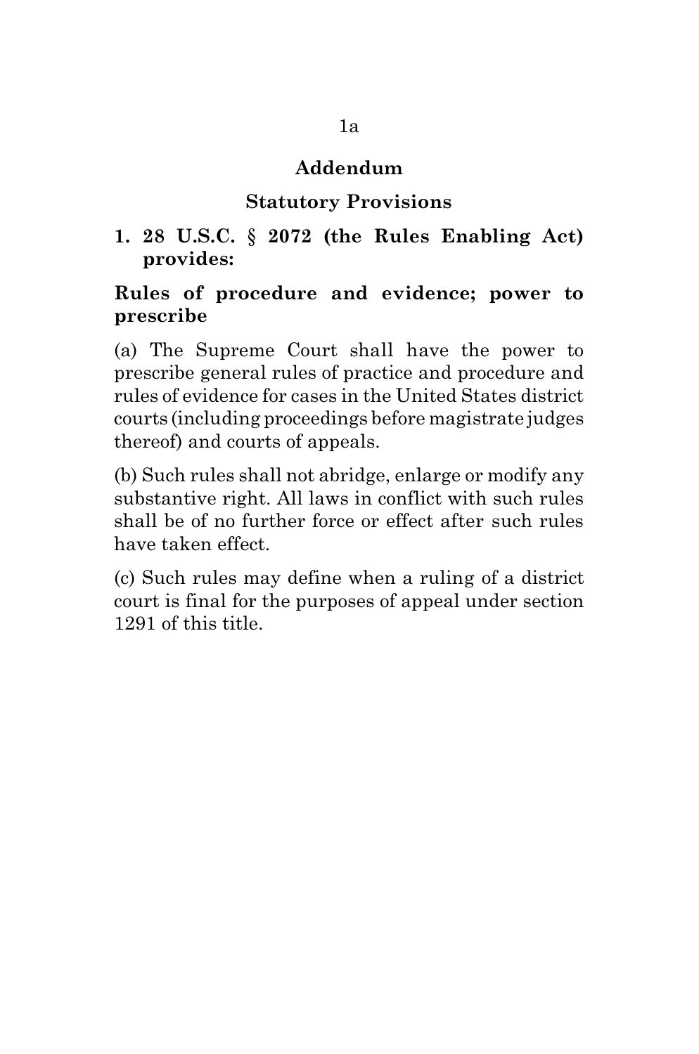# Addendum

## Statutory Provisions

**1. 28 U.S.C. § 2072 (the Rules Enabling Act) provides:**

**Rules of procedure and evidence; power to prescribe**

(a) The Supreme Court shall have the power to prescribe general rules of practice and procedure and rules of evidence for cases in the United States district courts (including proceedings before magistrate judges thereof) and courts of appeals.

(b) Such rules shall not abridge, enlarge or modify any substantive right. All laws in conflict with such rules shall be of no further force or effect after such rules have taken effect.

(c) Such rules may define when a ruling of a district court is final for the purposes of appeal under section 1291 of this title.